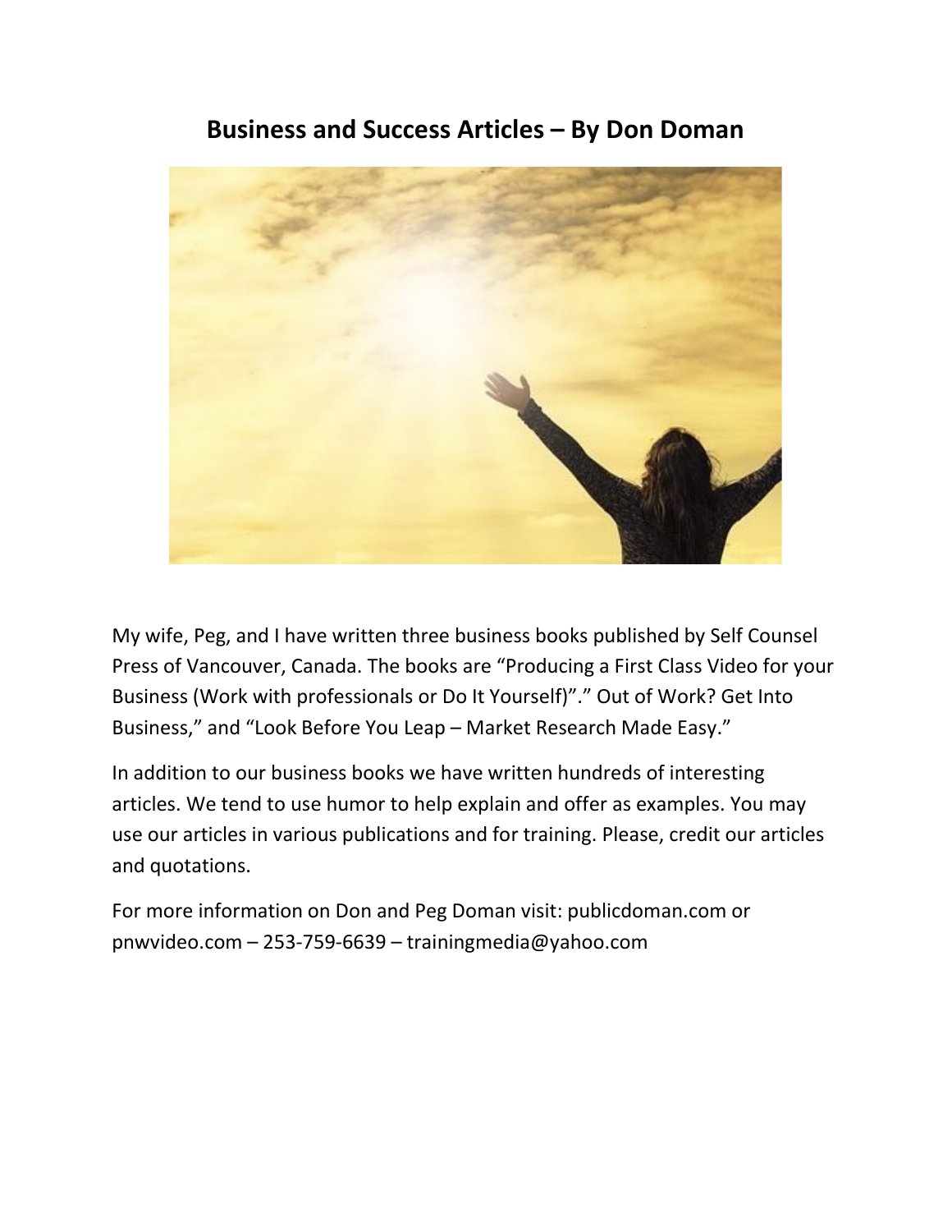# Business and Success Articles – By Don Doman

My wife, Peg, and I have written three business books published by Self Counsel Press of Vancouver, Canada. The books are "Producing a First Class Video for your Business (Work with professionals or Do It Yourself)"." Out of Work? Get Into Business," and "Look Before You Leap – Market Research Made Easy."

In addition to our business books we have written hundreds of interesting articles. We tend to use humor to help explain and offer as examples. You may use our articles in various publications and for training. Please, credit our articles and quotations.

For more information on Don and Peg Doman visit: publicdoman.com or pnwvideo.com – 253-759-6639 – trainingmedia@yahoo.com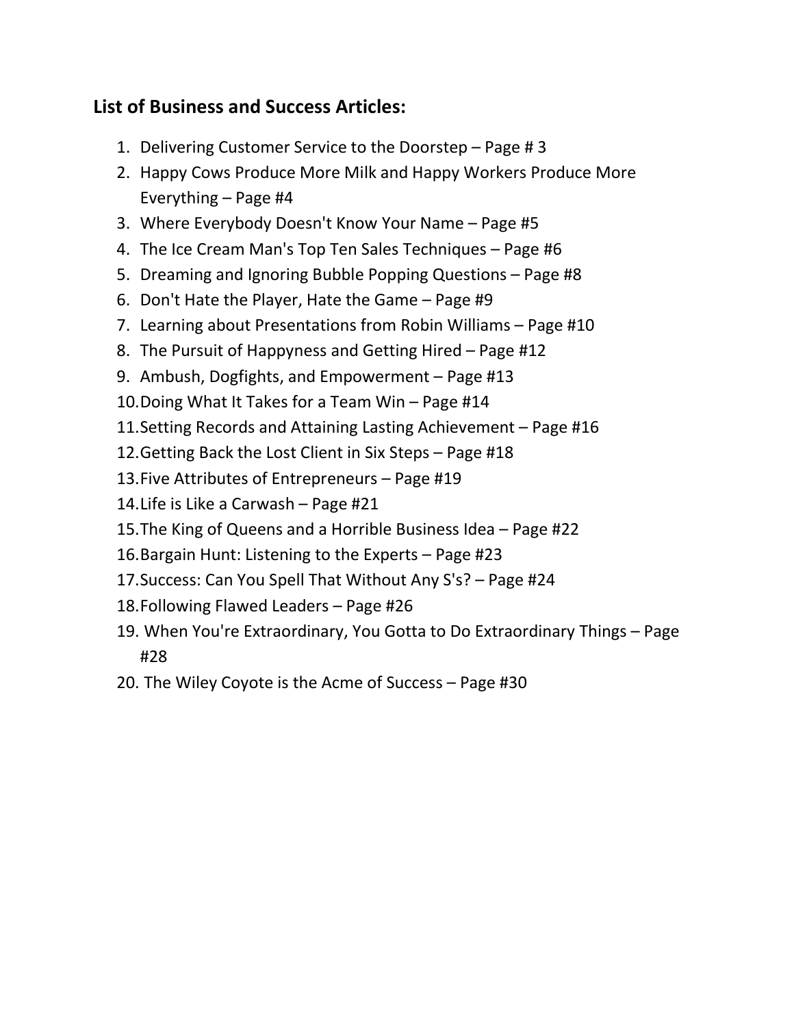## List of Business and Success Articles:

1. Delivering Customer Service to the Doorstep – Page # 3
2. Happy Cows Produce More Milk and Happy Workers Produce More Everything – Page #4
3. Where Everybody Doesn't Know Your Name – Page #5
4. The Ice Cream Man's Top Ten Sales Techniques – Page #6
5. Dreaming and Ignoring Bubble Popping Questions – Page #8
6. Don't Hate the Player, Hate the Game – Page #9
7. Learning about Presentations from Robin Williams – Page #10
8. The Pursuit of Happyness and Getting Hired – Page #12
9. Ambush, Dogfights, and Empowerment – Page #13
10. Doing What It Takes for a Team Win – Page #14
11. Setting Records and Attaining Lasting Achievement – Page #16
12. Getting Back the Lost Client in Six Steps – Page #18
13. Five Attributes of Entrepreneurs – Page #19
14. Life is Like a Carwash – Page #21
15. The King of Queens and a Horrible Business Idea – Page #22
16. Bargain Hunt: Listening to the Experts – Page #23
17. Success: Can You Spell That Without Any S's? – Page #24
18. Following Flawed Leaders – Page #26
19. When You're Extraordinary, You Gotta to Do Extraordinary Things – Page #28
20. The Wiley Coyote is the Acme of Success – Page #30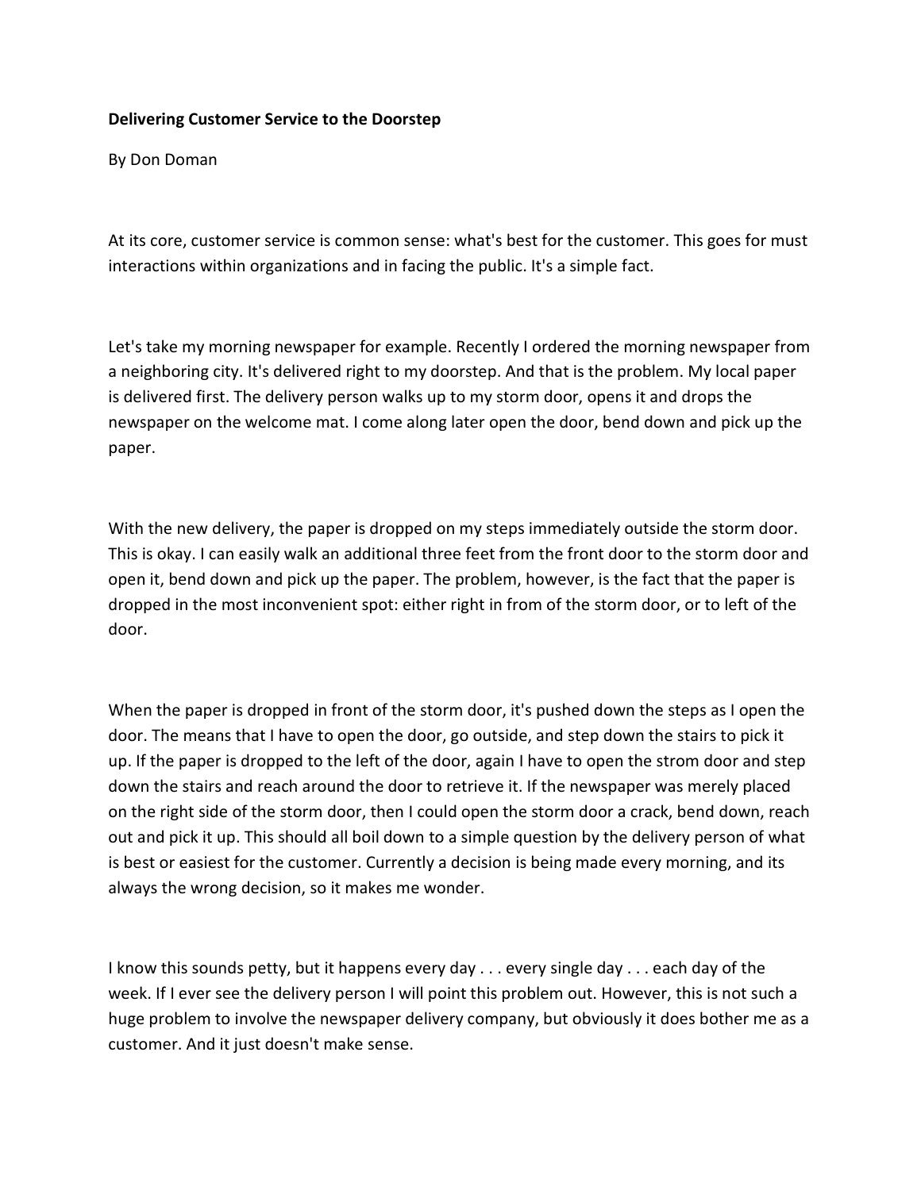**Delivering Customer Service to the Doorstep**

By Don Doman

At its core, customer service is common sense: what's best for the customer. This goes for must interactions within organizations and in facing the public. It's a simple fact.

Let's take my morning newspaper for example. Recently I ordered the morning newspaper from a neighboring city. It's delivered right to my doorstep. And that is the problem. My local paper is delivered first. The delivery person walks up to my storm door, opens it and drops the newspaper on the welcome mat. I come along later open the door, bend down and pick up the paper.

With the new delivery, the paper is dropped on my steps immediately outside the storm door. This is okay. I can easily walk an additional three feet from the front door to the storm door and open it, bend down and pick up the paper. The problem, however, is the fact that the paper is dropped in the most inconvenient spot: either right in from of the storm door, or to left of the door.

When the paper is dropped in front of the storm door, it's pushed down the steps as I open the door. The means that I have to open the door, go outside, and step down the stairs to pick it up. If the paper is dropped to the left of the door, again I have to open the strom door and step down the stairs and reach around the door to retrieve it. If the newspaper was merely placed on the right side of the storm door, then I could open the storm door a crack, bend down, reach out and pick it up. This should all boil down to a simple question by the delivery person of what is best or easiest for the customer. Currently a decision is being made every morning, and its always the wrong decision, so it makes me wonder.

I know this sounds petty, but it happens every day . . . every single day . . . each day of the week. If I ever see the delivery person I will point this problem out. However, this is not such a huge problem to involve the newspaper delivery company, but obviously it does bother me as a customer. And it just doesn't make sense.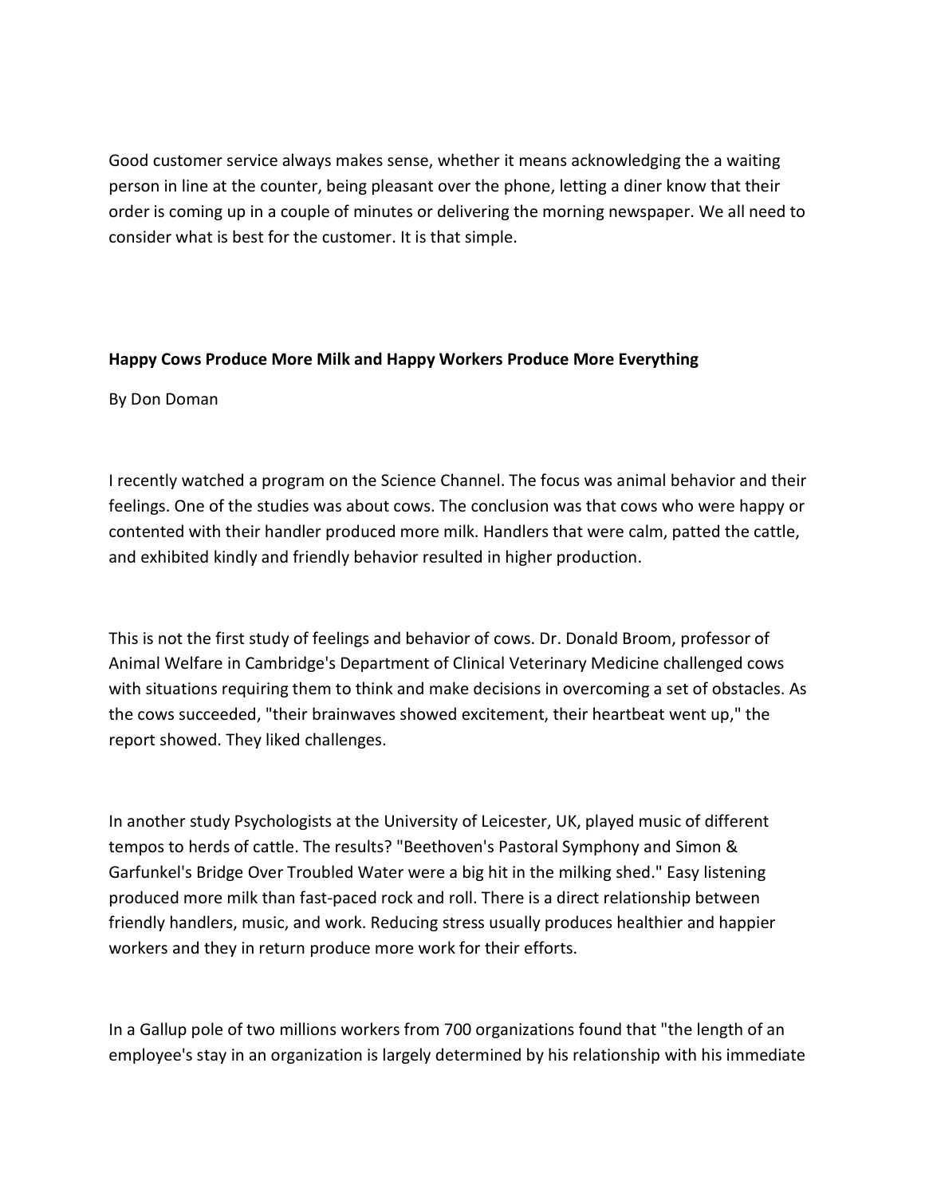Good customer service always makes sense, whether it means acknowledging the a waiting person in line at the counter, being pleasant over the phone, letting a diner know that their order is coming up in a couple of minutes or delivering the morning newspaper. We all need to consider what is best for the customer. It is that simple.

**Happy Cows Produce More Milk and Happy Workers Produce More Everything**

By Don Doman

I recently watched a program on the Science Channel. The focus was animal behavior and their feelings. One of the studies was about cows. The conclusion was that cows who were happy or contented with their handler produced more milk. Handlers that were calm, patted the cattle, and exhibited kindly and friendly behavior resulted in higher production.

This is not the first study of feelings and behavior of cows. Dr. Donald Broom, professor of Animal Welfare in Cambridge's Department of Clinical Veterinary Medicine challenged cows with situations requiring them to think and make decisions in overcoming a set of obstacles. As the cows succeeded, "their brainwaves showed excitement, their heartbeat went up," the report showed. They liked challenges.

In another study Psychologists at the University of Leicester, UK, played music of different tempos to herds of cattle. The results? "Beethoven's Pastoral Symphony and Simon & Garfunkel's Bridge Over Troubled Water were a big hit in the milking shed." Easy listening produced more milk than fast-paced rock and roll. There is a direct relationship between friendly handlers, music, and work. Reducing stress usually produces healthier and happier workers and they in return produce more work for their efforts.

In a Gallup pole of two millions workers from 700 organizations found that "the length of an employee's stay in an organization is largely determined by his relationship with his immediate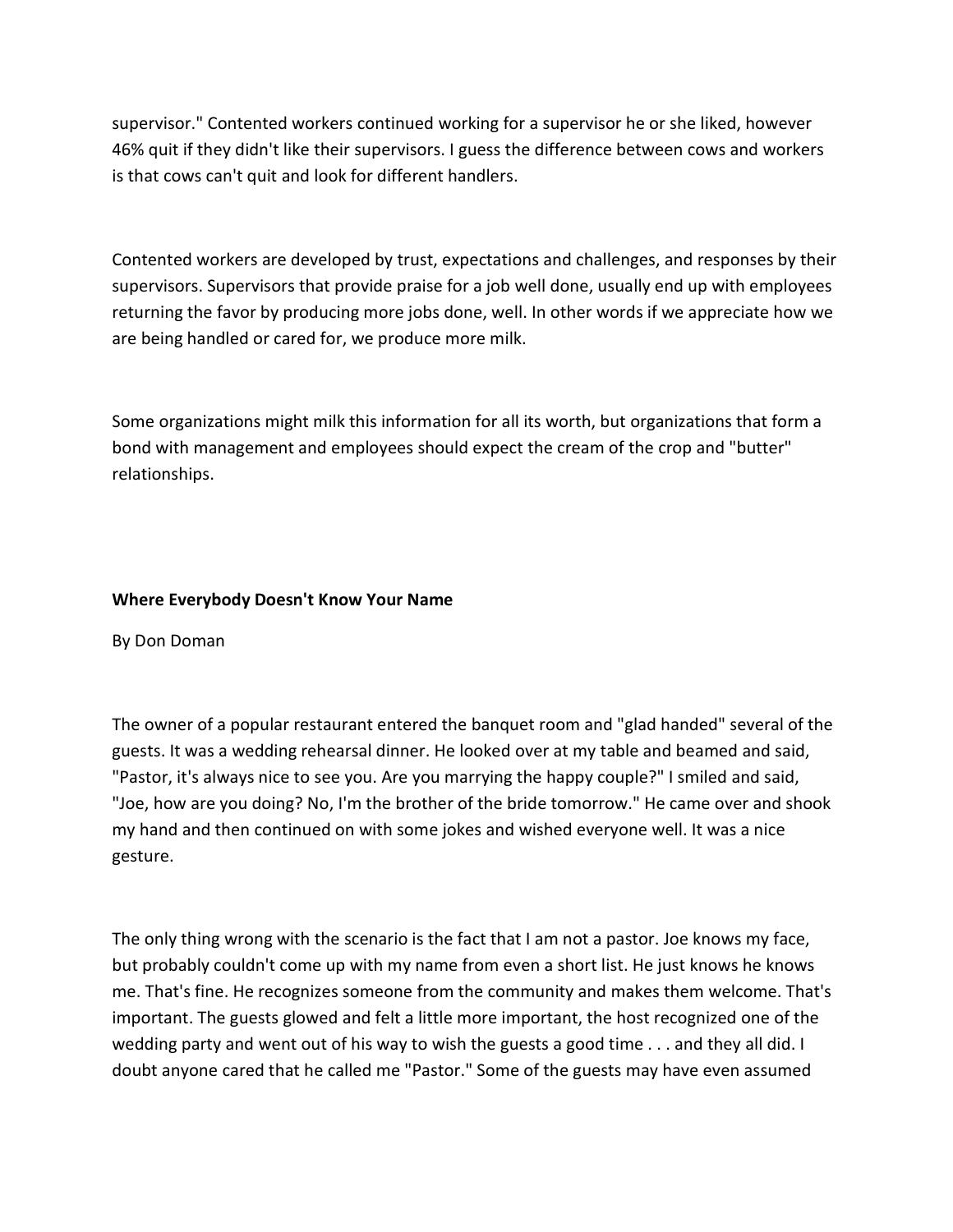supervisor." Contented workers continued working for a supervisor he or she liked, however 46% quit if they didn't like their supervisors. I guess the difference between cows and workers is that cows can't quit and look for different handlers.

Contented workers are developed by trust, expectations and challenges, and responses by their supervisors. Supervisors that provide praise for a job well done, usually end up with employees returning the favor by producing more jobs done, well. In other words if we appreciate how we are being handled or cared for, we produce more milk.

Some organizations might milk this information for all its worth, but organizations that form a bond with management and employees should expect the cream of the crop and "butter" relationships.

**Where Everybody Doesn't Know Your Name**

By Don Doman

The owner of a popular restaurant entered the banquet room and "glad handed" several of the guests. It was a wedding rehearsal dinner. He looked over at my table and beamed and said, "Pastor, it's always nice to see you. Are you marrying the happy couple?" I smiled and said, "Joe, how are you doing? No, I'm the brother of the bride tomorrow." He came over and shook my hand and then continued on with some jokes and wished everyone well. It was a nice gesture.

The only thing wrong with the scenario is the fact that I am not a pastor. Joe knows my face, but probably couldn't come up with my name from even a short list. He just knows he knows me. That's fine. He recognizes someone from the community and makes them welcome. That's important. The guests glowed and felt a little more important, the host recognized one of the wedding party and went out of his way to wish the guests a good time . . . and they all did. I doubt anyone cared that he called me "Pastor." Some of the guests may have even assumed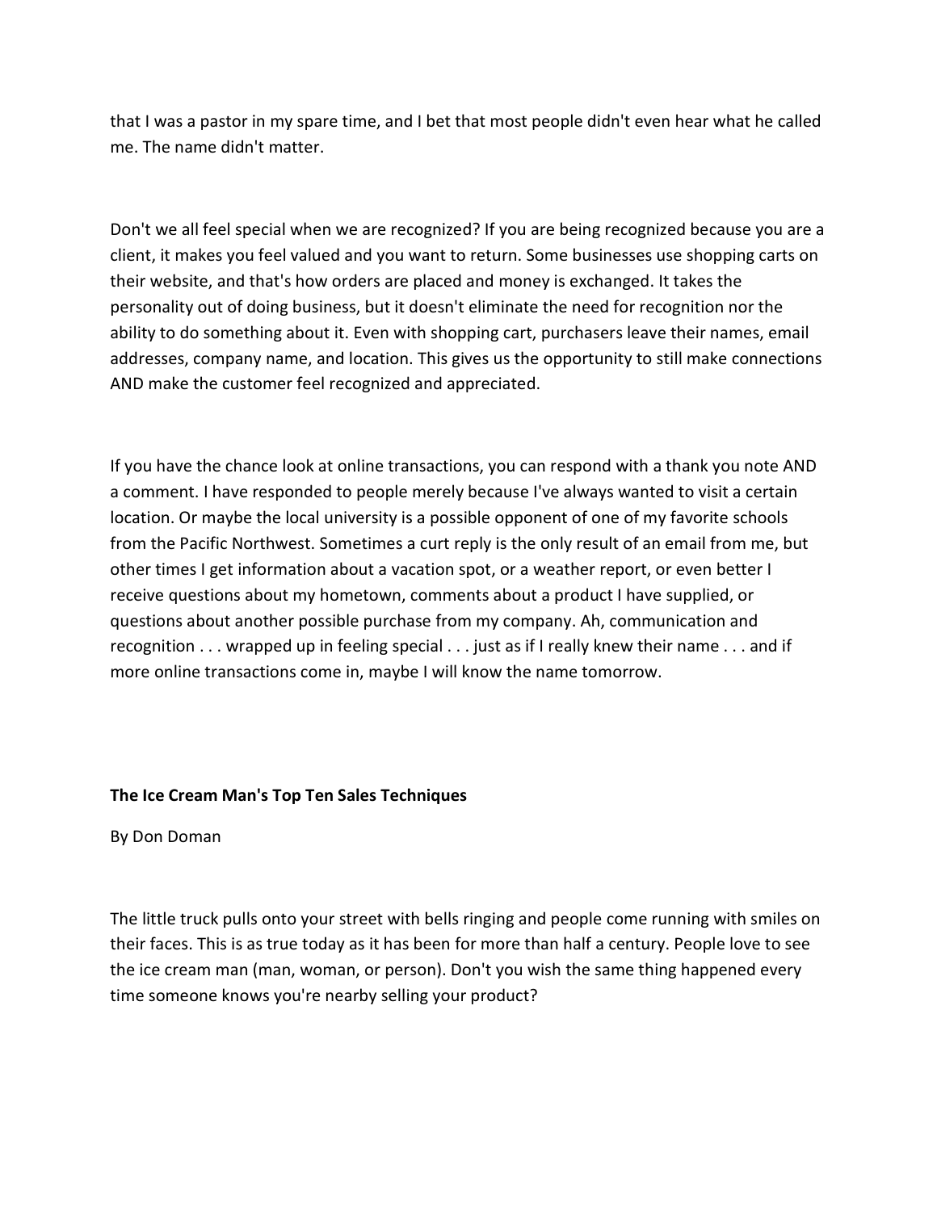that I was a pastor in my spare time, and I bet that most people didn't even hear what he called me. The name didn't matter.

Don't we all feel special when we are recognized? If you are being recognized because you are a client, it makes you feel valued and you want to return. Some businesses use shopping carts on their website, and that's how orders are placed and money is exchanged. It takes the personality out of doing business, but it doesn't eliminate the need for recognition nor the ability to do something about it. Even with shopping cart, purchasers leave their names, email addresses, company name, and location. This gives us the opportunity to still make connections AND make the customer feel recognized and appreciated.

If you have the chance look at online transactions, you can respond with a thank you note AND a comment. I have responded to people merely because I've always wanted to visit a certain location. Or maybe the local university is a possible opponent of one of my favorite schools from the Pacific Northwest. Sometimes a curt reply is the only result of an email from me, but other times I get information about a vacation spot, or a weather report, or even better I receive questions about my hometown, comments about a product I have supplied, or questions about another possible purchase from my company. Ah, communication and recognition . . . wrapped up in feeling special . . . just as if I really knew their name . . . and if more online transactions come in, maybe I will know the name tomorrow.

**The Ice Cream Man's Top Ten Sales Techniques**

By Don Doman

The little truck pulls onto your street with bells ringing and people come running with smiles on their faces. This is as true today as it has been for more than half a century. People love to see the ice cream man (man, woman, or person). Don't you wish the same thing happened every time someone knows you're nearby selling your product?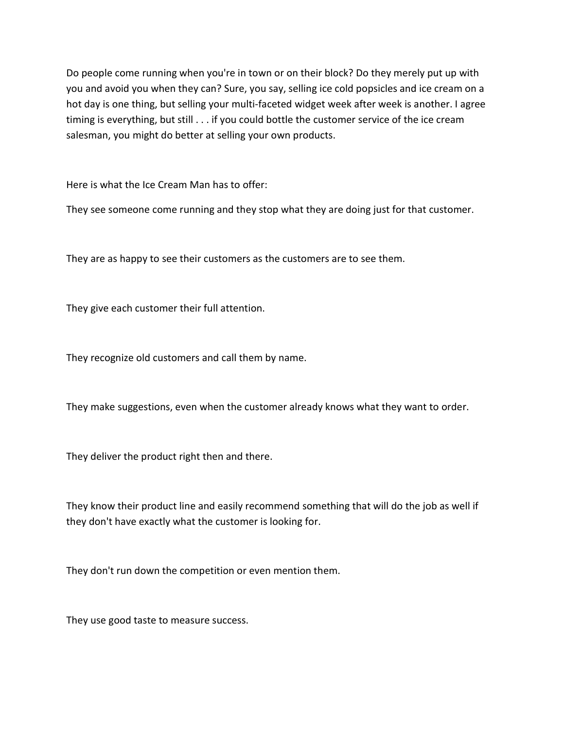Do people come running when you're in town or on their block? Do they merely put up with you and avoid you when they can? Sure, you say, selling ice cold popsicles and ice cream on a hot day is one thing, but selling your multi-faceted widget week after week is another. I agree timing is everything, but still . . . if you could bottle the customer service of the ice cream salesman, you might do better at selling your own products.

Here is what the Ice Cream Man has to offer:

They see someone come running and they stop what they are doing just for that customer.

They are as happy to see their customers as the customers are to see them.

They give each customer their full attention.

They recognize old customers and call them by name.

They make suggestions, even when the customer already knows what they want to order.

They deliver the product right then and there.

They know their product line and easily recommend something that will do the job as well if they don't have exactly what the customer is looking for.

They don't run down the competition or even mention them.

They use good taste to measure success.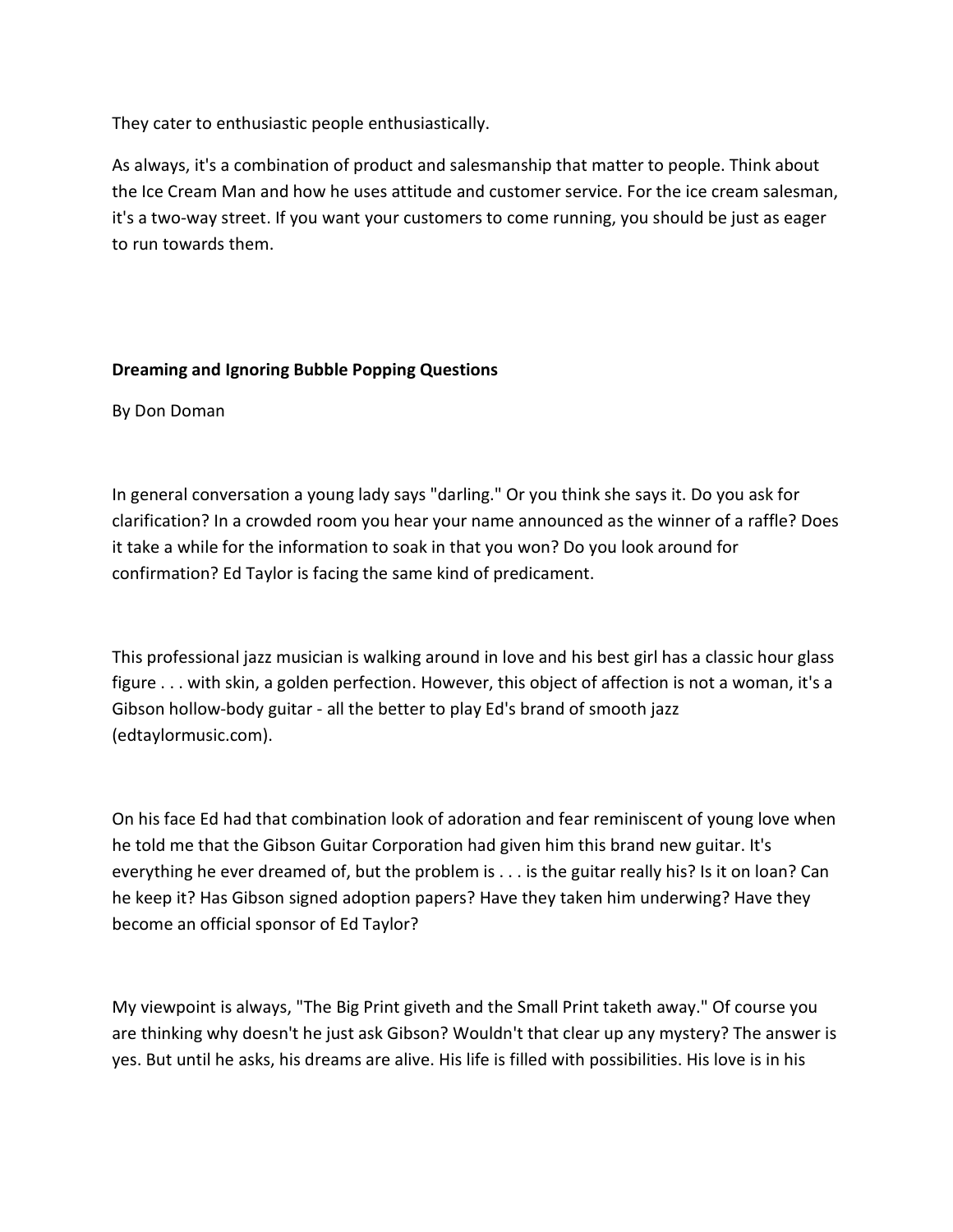They cater to enthusiastic people enthusiastically.

As always, it's a combination of product and salesmanship that matter to people. Think about the Ice Cream Man and how he uses attitude and customer service. For the ice cream salesman, it's a two-way street. If you want your customers to come running, you should be just as eager to run towards them.

**Dreaming and Ignoring Bubble Popping Questions**

By Don Doman

In general conversation a young lady says "darling." Or you think she says it. Do you ask for clarification? In a crowded room you hear your name announced as the winner of a raffle? Does it take a while for the information to soak in that you won? Do you look around for confirmation? Ed Taylor is facing the same kind of predicament.

This professional jazz musician is walking around in love and his best girl has a classic hour glass figure . . . with skin, a golden perfection. However, this object of affection is not a woman, it's a Gibson hollow-body guitar - all the better to play Ed's brand of smooth jazz (edtaylormusic.com).

On his face Ed had that combination look of adoration and fear reminiscent of young love when he told me that the Gibson Guitar Corporation had given him this brand new guitar. It's everything he ever dreamed of, but the problem is . . . is the guitar really his? Is it on loan? Can he keep it? Has Gibson signed adoption papers? Have they taken him underwing? Have they become an official sponsor of Ed Taylor?

My viewpoint is always, "The Big Print giveth and the Small Print taketh away." Of course you are thinking why doesn't he just ask Gibson? Wouldn't that clear up any mystery? The answer is yes. But until he asks, his dreams are alive. His life is filled with possibilities. His love is in his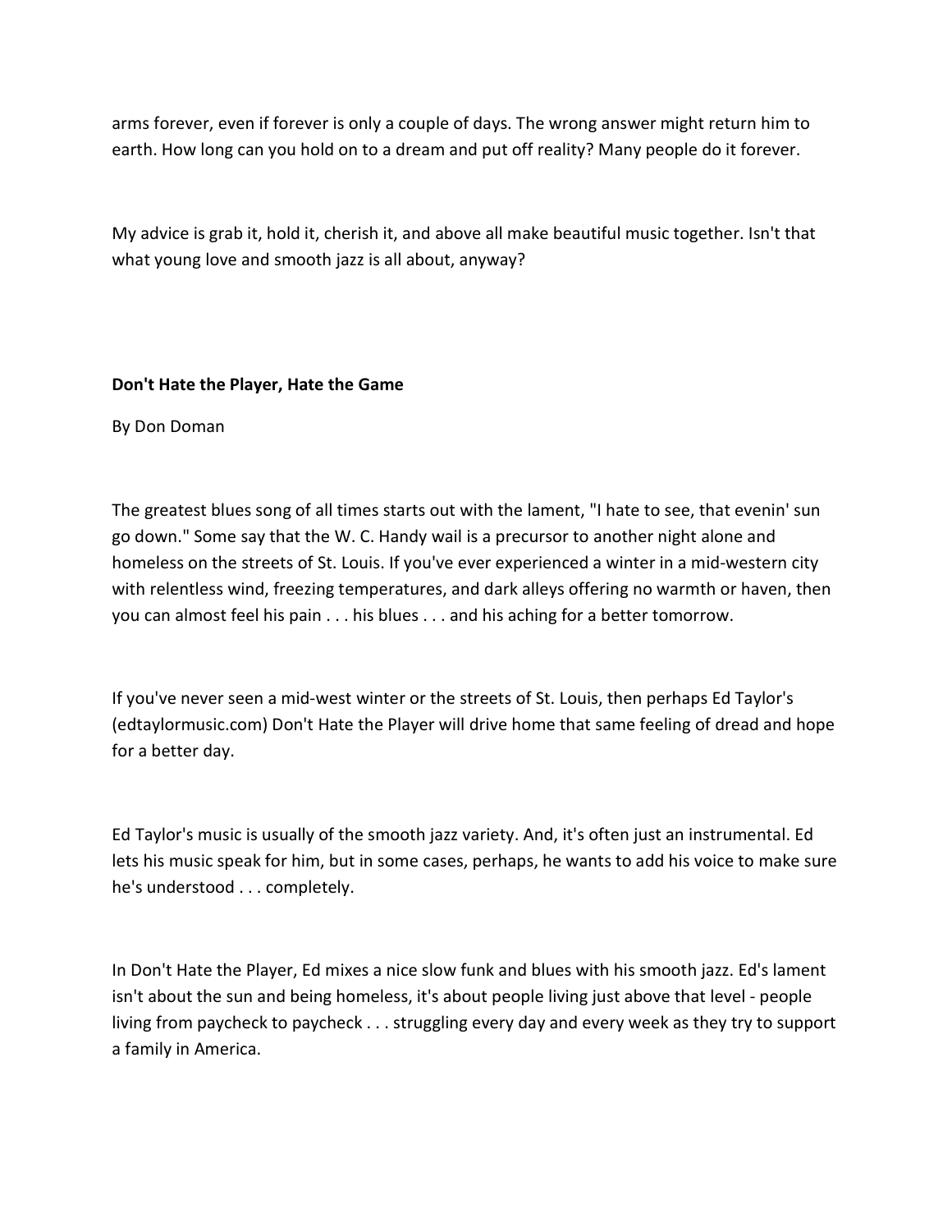arms forever, even if forever is only a couple of days. The wrong answer might return him to earth. How long can you hold on to a dream and put off reality? Many people do it forever.

My advice is grab it, hold it, cherish it, and above all make beautiful music together. Isn't that what young love and smooth jazz is all about, anyway?

**Don't Hate the Player, Hate the Game**

By Don Doman

The greatest blues song of all times starts out with the lament, "I hate to see, that evenin' sun go down." Some say that the W. C. Handy wail is a precursor to another night alone and homeless on the streets of St. Louis. If you've ever experienced a winter in a mid-western city with relentless wind, freezing temperatures, and dark alleys offering no warmth or haven, then you can almost feel his pain . . . his blues . . . and his aching for a better tomorrow.

If you've never seen a mid-west winter or the streets of St. Louis, then perhaps Ed Taylor's (edtaylormusic.com) Don't Hate the Player will drive home that same feeling of dread and hope for a better day.

Ed Taylor's music is usually of the smooth jazz variety. And, it's often just an instrumental. Ed lets his music speak for him, but in some cases, perhaps, he wants to add his voice to make sure he's understood . . . completely.

In Don't Hate the Player, Ed mixes a nice slow funk and blues with his smooth jazz. Ed's lament isn't about the sun and being homeless, it's about people living just above that level - people living from paycheck to paycheck . . . struggling every day and every week as they try to support a family in America.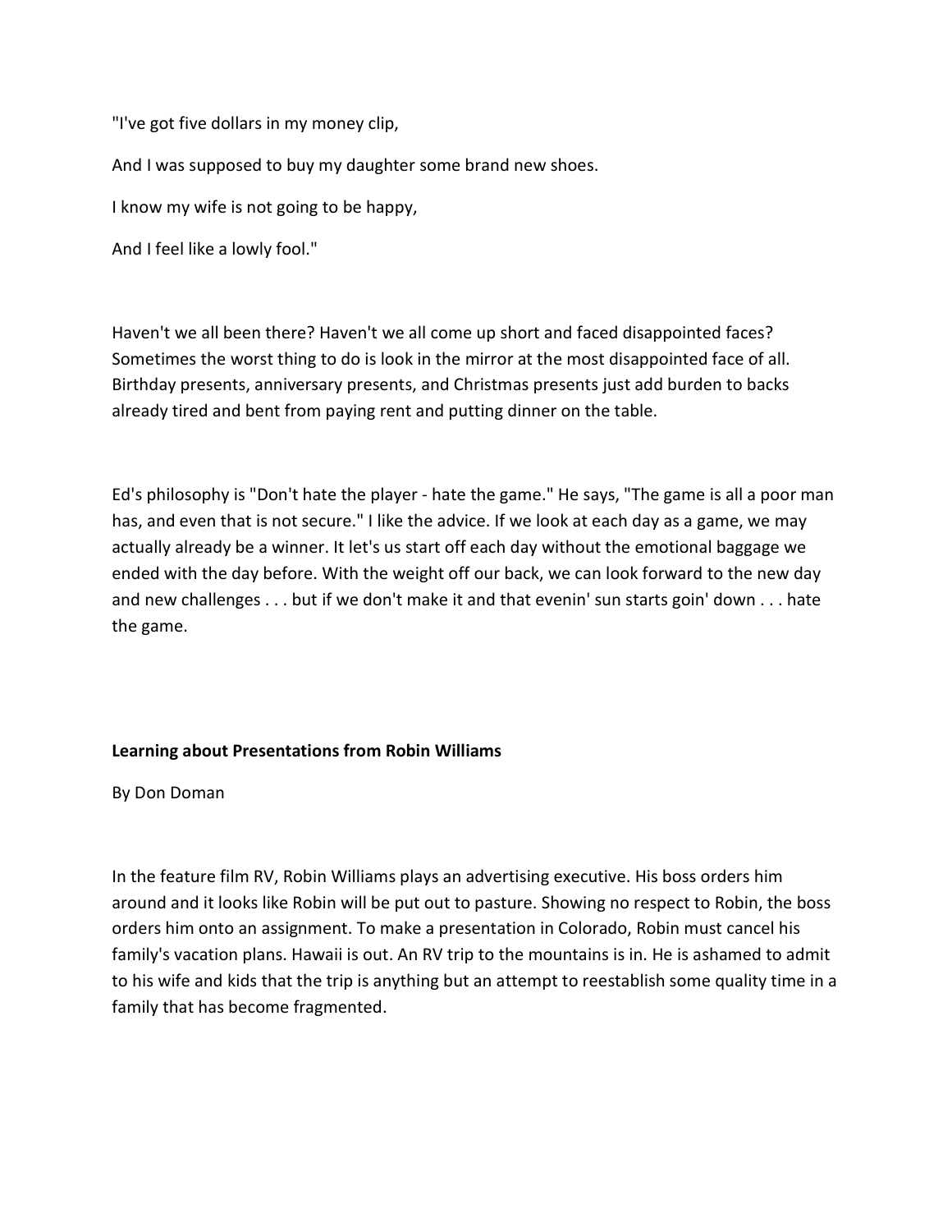"I've got five dollars in my money clip,

And I was supposed to buy my daughter some brand new shoes.

I know my wife is not going to be happy,

And I feel like a lowly fool."

Haven't we all been there? Haven't we all come up short and faced disappointed faces? Sometimes the worst thing to do is look in the mirror at the most disappointed face of all. Birthday presents, anniversary presents, and Christmas presents just add burden to backs already tired and bent from paying rent and putting dinner on the table.

Ed's philosophy is "Don't hate the player - hate the game." He says, "The game is all a poor man has, and even that is not secure." I like the advice. If we look at each day as a game, we may actually already be a winner. It let's us start off each day without the emotional baggage we ended with the day before. With the weight off our back, we can look forward to the new day and new challenges . . . but if we don't make it and that evenin' sun starts goin' down . . . hate the game.

**Learning about Presentations from Robin Williams**

By Don Doman

In the feature film RV, Robin Williams plays an advertising executive. His boss orders him around and it looks like Robin will be put out to pasture. Showing no respect to Robin, the boss orders him onto an assignment. To make a presentation in Colorado, Robin must cancel his family's vacation plans. Hawaii is out. An RV trip to the mountains is in. He is ashamed to admit to his wife and kids that the trip is anything but an attempt to reestablish some quality time in a family that has become fragmented.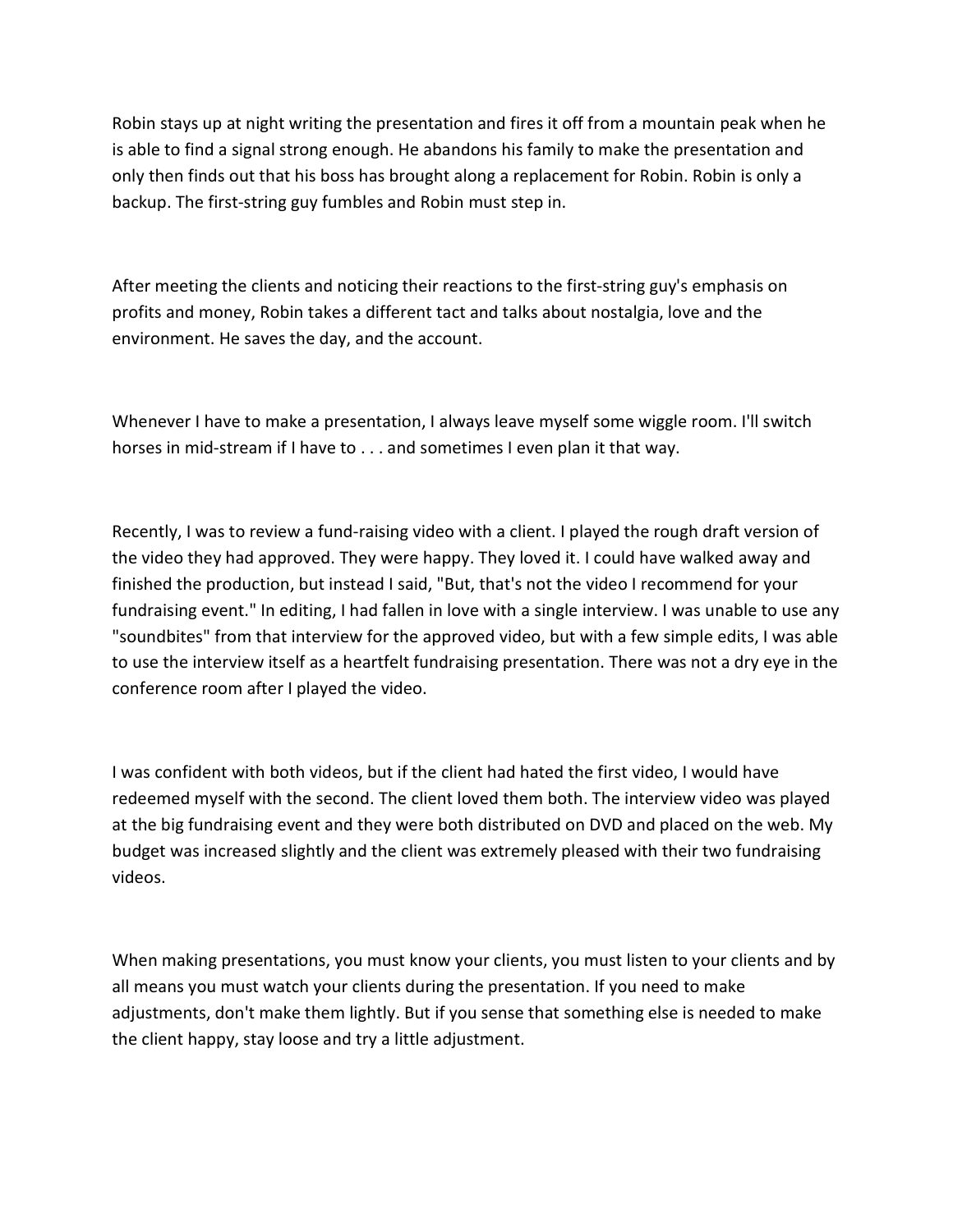Robin stays up at night writing the presentation and fires it off from a mountain peak when he is able to find a signal strong enough. He abandons his family to make the presentation and only then finds out that his boss has brought along a replacement for Robin. Robin is only a backup. The first-string guy fumbles and Robin must step in.

After meeting the clients and noticing their reactions to the first-string guy's emphasis on profits and money, Robin takes a different tact and talks about nostalgia, love and the environment. He saves the day, and the account.

Whenever I have to make a presentation, I always leave myself some wiggle room. I'll switch horses in mid-stream if I have to . . . and sometimes I even plan it that way.

Recently, I was to review a fund-raising video with a client. I played the rough draft version of the video they had approved. They were happy. They loved it. I could have walked away and finished the production, but instead I said, "But, that's not the video I recommend for your fundraising event." In editing, I had fallen in love with a single interview. I was unable to use any "soundbites" from that interview for the approved video, but with a few simple edits, I was able to use the interview itself as a heartfelt fundraising presentation. There was not a dry eye in the conference room after I played the video.

I was confident with both videos, but if the client had hated the first video, I would have redeemed myself with the second. The client loved them both. The interview video was played at the big fundraising event and they were both distributed on DVD and placed on the web. My budget was increased slightly and the client was extremely pleased with their two fundraising videos.

When making presentations, you must know your clients, you must listen to your clients and by all means you must watch your clients during the presentation. If you need to make adjustments, don't make them lightly. But if you sense that something else is needed to make the client happy, stay loose and try a little adjustment.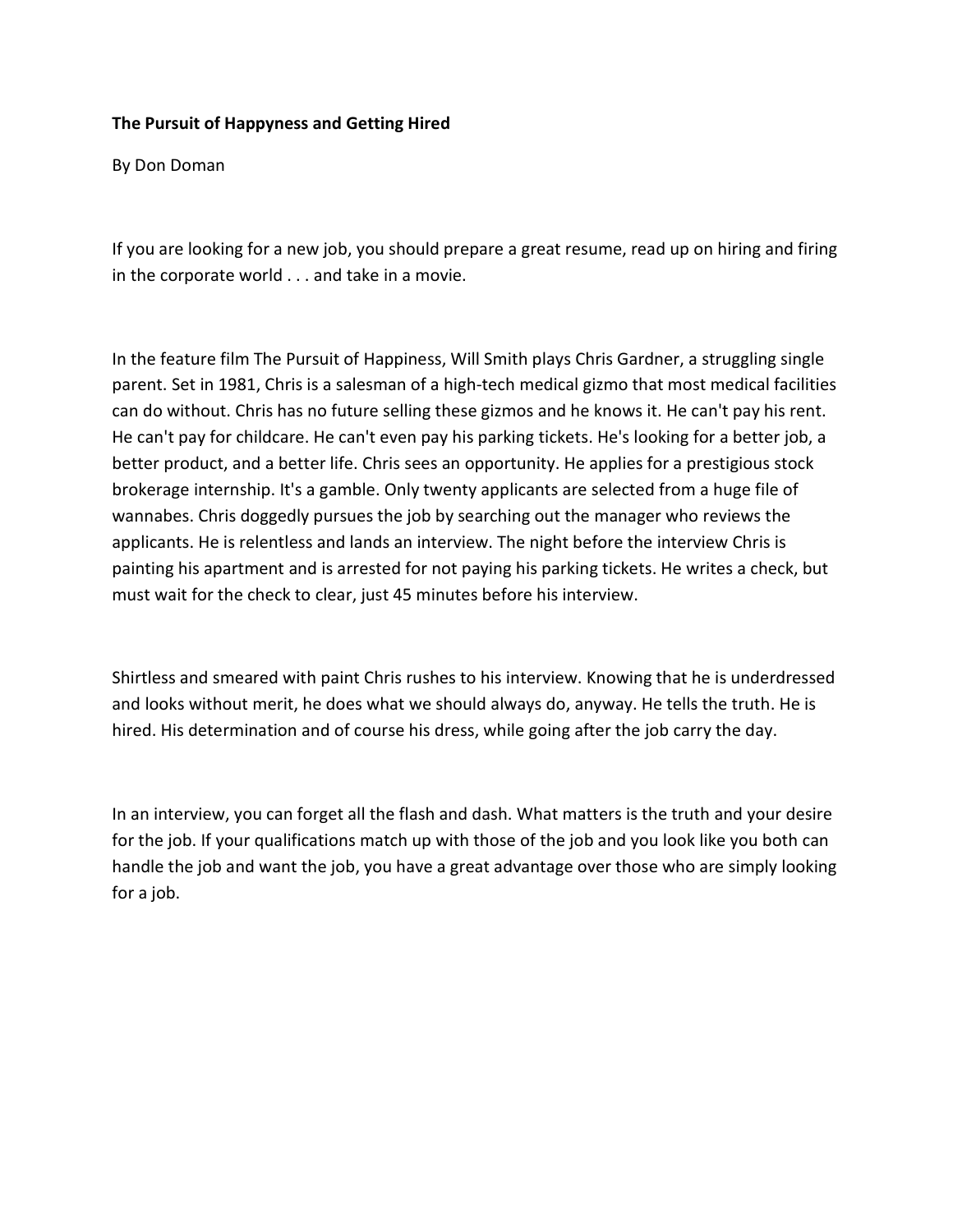**The Pursuit of Happyness and Getting Hired**

By Don Doman

If you are looking for a new job, you should prepare a great resume, read up on hiring and firing in the corporate world . . . and take in a movie.

In the feature film The Pursuit of Happiness, Will Smith plays Chris Gardner, a struggling single parent. Set in 1981, Chris is a salesman of a high-tech medical gizmo that most medical facilities can do without. Chris has no future selling these gizmos and he knows it. He can't pay his rent. He can't pay for childcare. He can't even pay his parking tickets. He's looking for a better job, a better product, and a better life. Chris sees an opportunity. He applies for a prestigious stock brokerage internship. It's a gamble. Only twenty applicants are selected from a huge file of wannabes. Chris doggedly pursues the job by searching out the manager who reviews the applicants. He is relentless and lands an interview. The night before the interview Chris is painting his apartment and is arrested for not paying his parking tickets. He writes a check, but must wait for the check to clear, just 45 minutes before his interview.

Shirtless and smeared with paint Chris rushes to his interview. Knowing that he is underdressed and looks without merit, he does what we should always do, anyway. He tells the truth. He is hired. His determination and of course his dress, while going after the job carry the day.

In an interview, you can forget all the flash and dash. What matters is the truth and your desire for the job. If your qualifications match up with those of the job and you look like you both can handle the job and want the job, you have a great advantage over those who are simply looking for a job.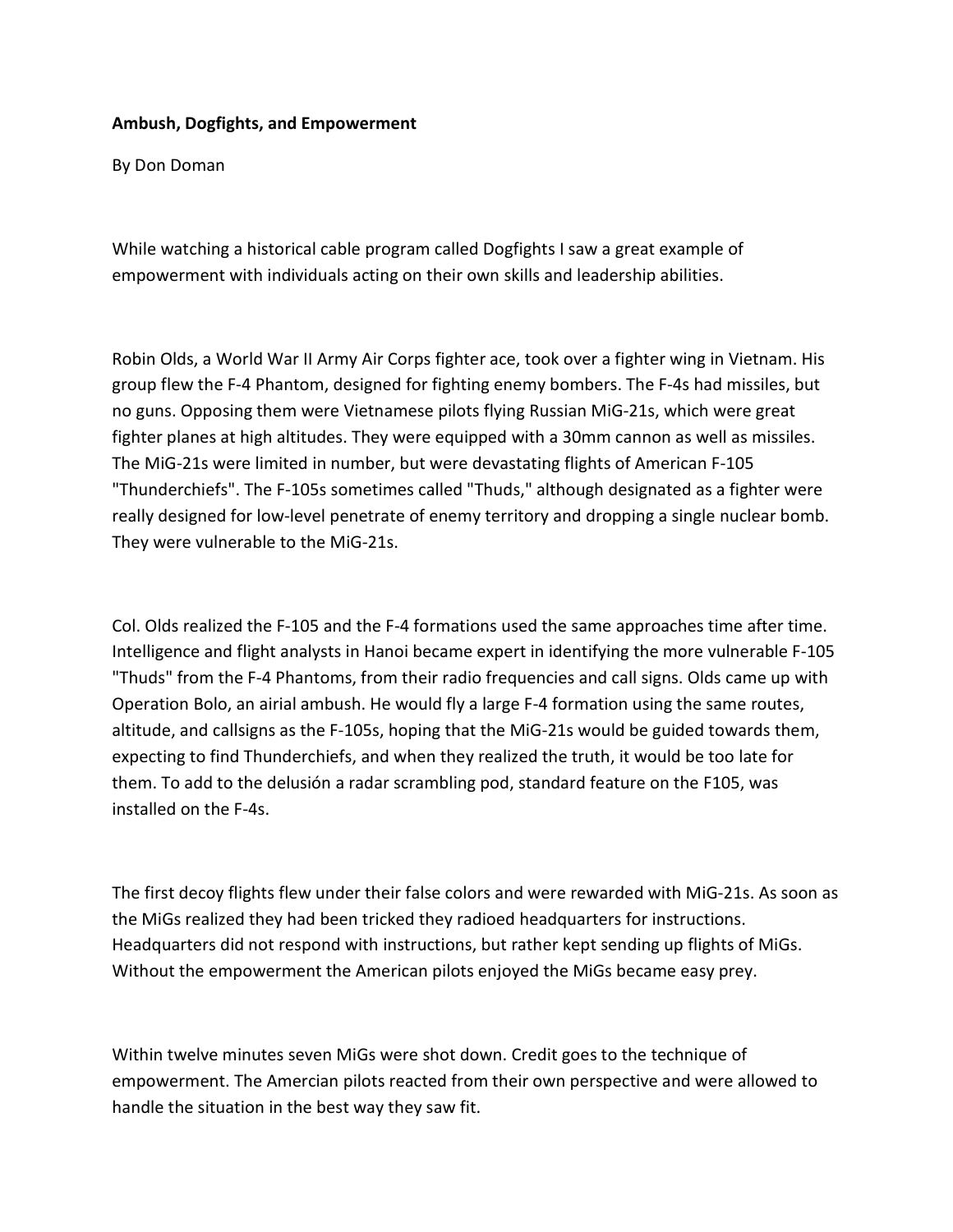**Ambush, Dogfights, and Empowerment**

By Don Doman

While watching a historical cable program called Dogfights I saw a great example of empowerment with individuals acting on their own skills and leadership abilities.

Robin Olds, a World War II Army Air Corps fighter ace, took over a fighter wing in Vietnam. His group flew the F-4 Phantom, designed for fighting enemy bombers. The F-4s had missiles, but no guns. Opposing them were Vietnamese pilots flying Russian MiG-21s, which were great fighter planes at high altitudes. They were equipped with a 30mm cannon as well as missiles. The MiG-21s were limited in number, but were devastating flights of American F-105 "Thunderchiefs". The F-105s sometimes called "Thuds," although designated as a fighter were really designed for low-level penetrate of enemy territory and dropping a single nuclear bomb. They were vulnerable to the MiG-21s.

Col. Olds realized the F-105 and the F-4 formations used the same approaches time after time. Intelligence and flight analysts in Hanoi became expert in identifying the more vulnerable F-105 "Thuds" from the F-4 Phantoms, from their radio frequencies and call signs. Olds came up with Operation Bolo, an airial ambush. He would fly a large F-4 formation using the same routes, altitude, and callsigns as the F-105s, hoping that the MiG-21s would be guided towards them, expecting to find Thunderchiefs, and when they realized the truth, it would be too late for them. To add to the delusión a radar scrambling pod, standard feature on the F105, was installed on the F-4s.

The first decoy flights flew under their false colors and were rewarded with MiG-21s. As soon as the MiGs realized they had been tricked they radioed headquarters for instructions. Headquarters did not respond with instructions, but rather kept sending up flights of MiGs. Without the empowerment the American pilots enjoyed the MiGs became easy prey.

Within twelve minutes seven MiGs were shot down. Credit goes to the technique of empowerment. The Amercian pilots reacted from their own perspective and were allowed to handle the situation in the best way they saw fit.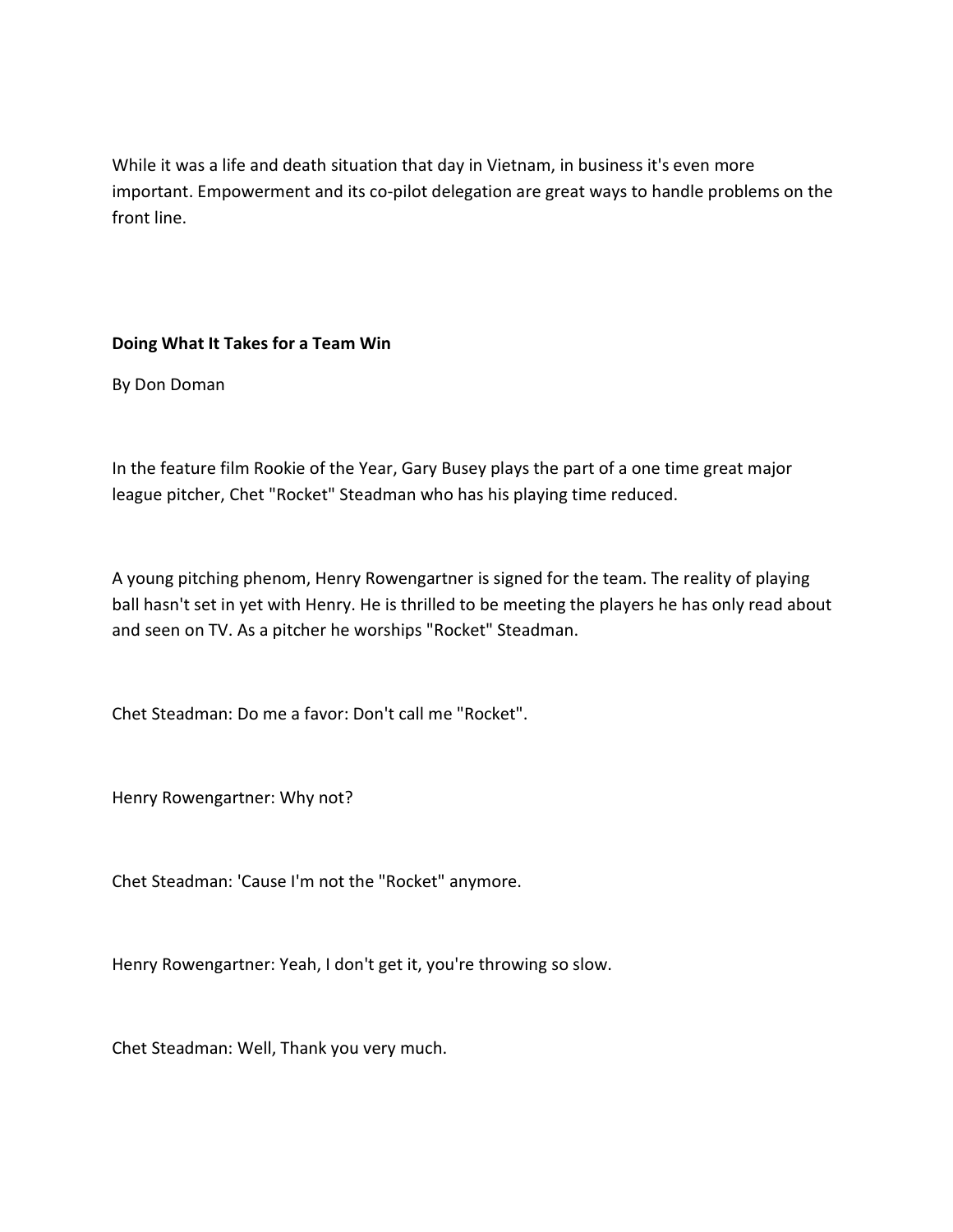While it was a life and death situation that day in Vietnam, in business it's even more important. Empowerment and its co-pilot delegation are great ways to handle problems on the front line.

### Doing What It Takes for a Team Win

By Don Doman

In the feature film Rookie of the Year, Gary Busey plays the part of a one time great major league pitcher, Chet "Rocket" Steadman who has his playing time reduced.

A young pitching phenom, Henry Rowengartner is signed for the team. The reality of playing ball hasn't set in yet with Henry. He is thrilled to be meeting the players he has only read about and seen on TV. As a pitcher he worships "Rocket" Steadman.

Chet Steadman: Do me a favor: Don't call me "Rocket".

Henry Rowengartner: Why not?

Chet Steadman: 'Cause I'm not the "Rocket" anymore.

Henry Rowengartner: Yeah, I don't get it, you're throwing so slow.

Chet Steadman: Well, Thank you very much.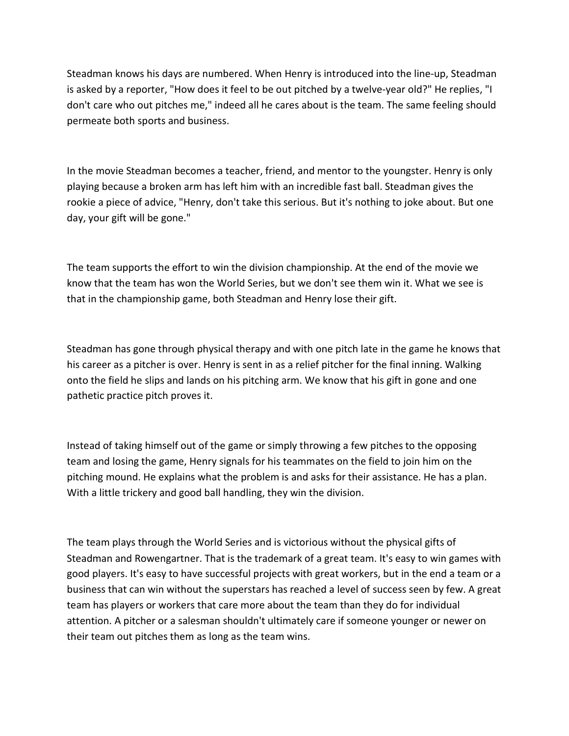Steadman knows his days are numbered. When Henry is introduced into the line-up, Steadman is asked by a reporter, "How does it feel to be out pitched by a twelve-year old?" He replies, "I don't care who out pitches me," indeed all he cares about is the team. The same feeling should permeate both sports and business.

In the movie Steadman becomes a teacher, friend, and mentor to the youngster. Henry is only playing because a broken arm has left him with an incredible fast ball. Steadman gives the rookie a piece of advice, "Henry, don't take this serious. But it's nothing to joke about. But one day, your gift will be gone."

The team supports the effort to win the division championship. At the end of the movie we know that the team has won the World Series, but we don't see them win it. What we see is that in the championship game, both Steadman and Henry lose their gift.

Steadman has gone through physical therapy and with one pitch late in the game he knows that his career as a pitcher is over. Henry is sent in as a relief pitcher for the final inning. Walking onto the field he slips and lands on his pitching arm. We know that his gift in gone and one pathetic practice pitch proves it.

Instead of taking himself out of the game or simply throwing a few pitches to the opposing team and losing the game, Henry signals for his teammates on the field to join him on the pitching mound. He explains what the problem is and asks for their assistance. He has a plan. With a little trickery and good ball handling, they win the division.

The team plays through the World Series and is victorious without the physical gifts of Steadman and Rowengartner. That is the trademark of a great team. It's easy to win games with good players. It's easy to have successful projects with great workers, but in the end a team or a business that can win without the superstars has reached a level of success seen by few. A great team has players or workers that care more about the team than they do for individual attention. A pitcher or a salesman shouldn't ultimately care if someone younger or newer on their team out pitches them as long as the team wins.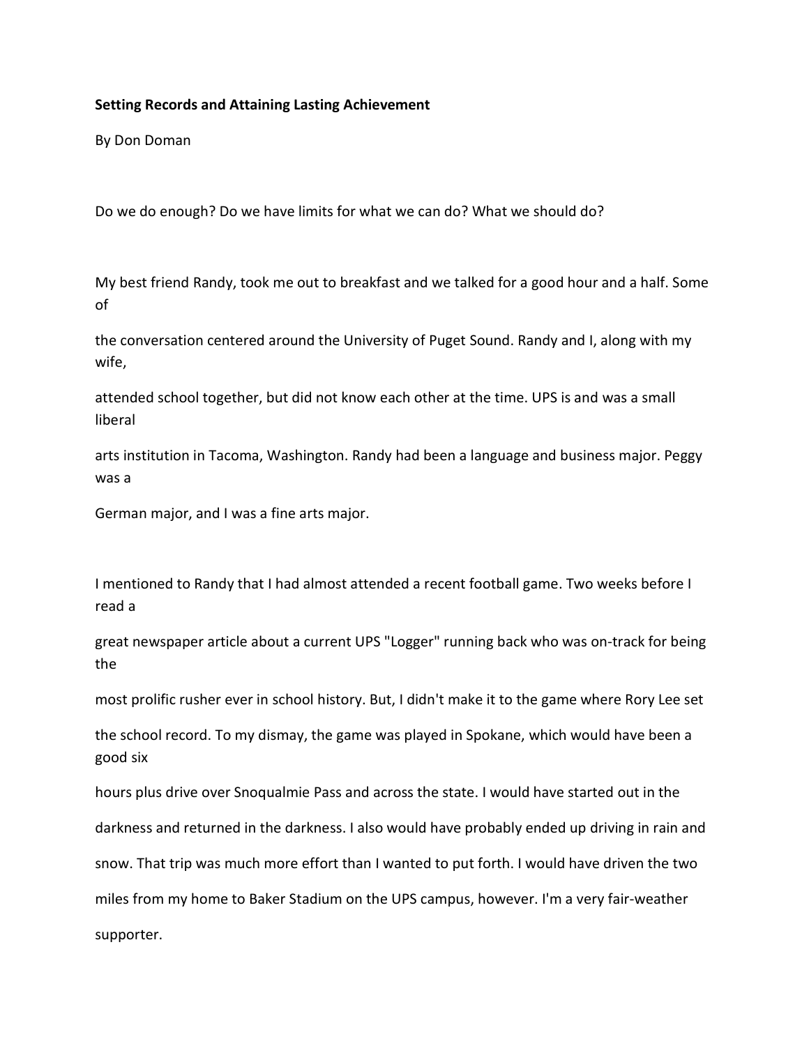**Setting Records and Attaining Lasting Achievement**

By Don Doman

Do we do enough? Do we have limits for what we can do? What we should do?

My best friend Randy, took me out to breakfast and we talked for a good hour and a half. Some of the conversation centered around the University of Puget Sound. Randy and I, along with my wife, attended school together, but did not know each other at the time. UPS is and was a small liberal arts institution in Tacoma, Washington. Randy had been a language and business major. Peggy was a German major, and I was a fine arts major.

I mentioned to Randy that I had almost attended a recent football game. Two weeks before I read a great newspaper article about a current UPS "Logger" running back who was on-track for being the most prolific rusher ever in school history. But, I didn't make it to the game where Rory Lee set the school record. To my dismay, the game was played in Spokane, which would have been a good six hours plus drive over Snoqualmie Pass and across the state. I would have started out in the darkness and returned in the darkness. I also would have probably ended up driving in rain and snow. That trip was much more effort than I wanted to put forth. I would have driven the two miles from my home to Baker Stadium on the UPS campus, however. I'm a very fair-weather supporter.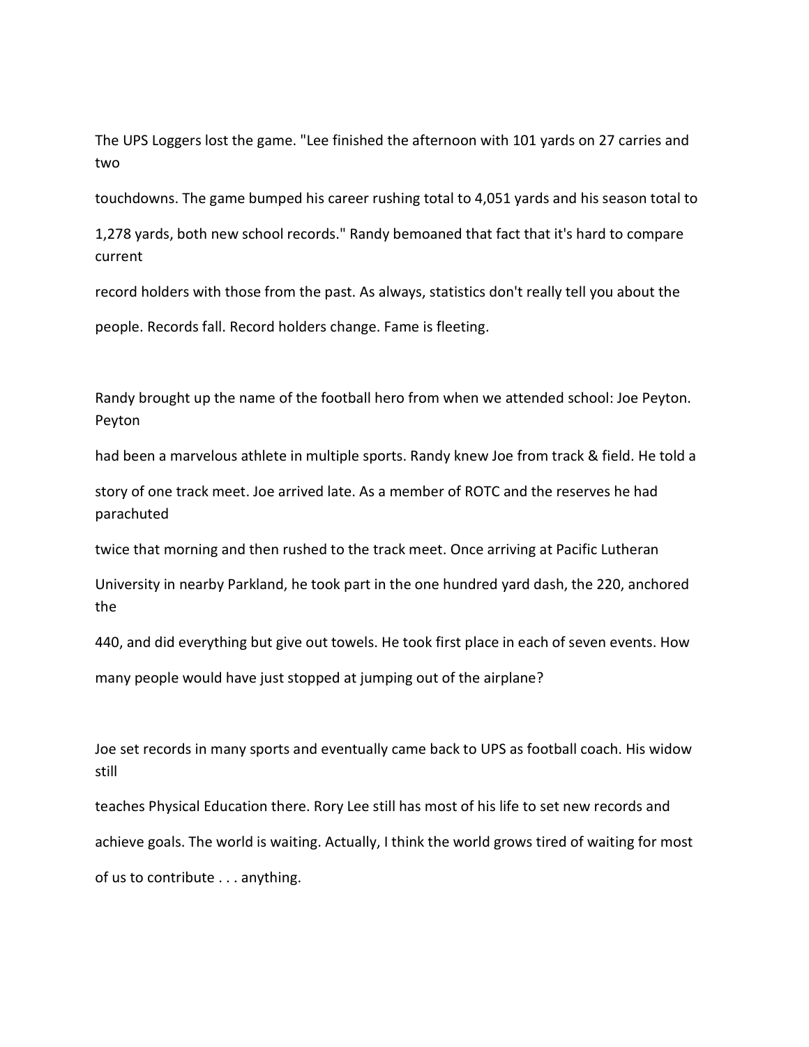The UPS Loggers lost the game. "Lee finished the afternoon with 101 yards on 27 carries and two touchdowns. The game bumped his career rushing total to 4,051 yards and his season total to 1,278 yards, both new school records." Randy bemoaned that fact that it's hard to compare current record holders with those from the past. As always, statistics don't really tell you about the people. Records fall. Record holders change. Fame is fleeting.

Randy brought up the name of the football hero from when we attended school: Joe Peyton. Peyton had been a marvelous athlete in multiple sports. Randy knew Joe from track & field. He told a story of one track meet. Joe arrived late. As a member of ROTC and the reserves he had parachuted twice that morning and then rushed to the track meet. Once arriving at Pacific Lutheran University in nearby Parkland, he took part in the one hundred yard dash, the 220, anchored the 440, and did everything but give out towels. He took first place in each of seven events. How many people would have just stopped at jumping out of the airplane?

Joe set records in many sports and eventually came back to UPS as football coach. His widow still teaches Physical Education there. Rory Lee still has most of his life to set new records and achieve goals. The world is waiting. Actually, I think the world grows tired of waiting for most of us to contribute . . . anything.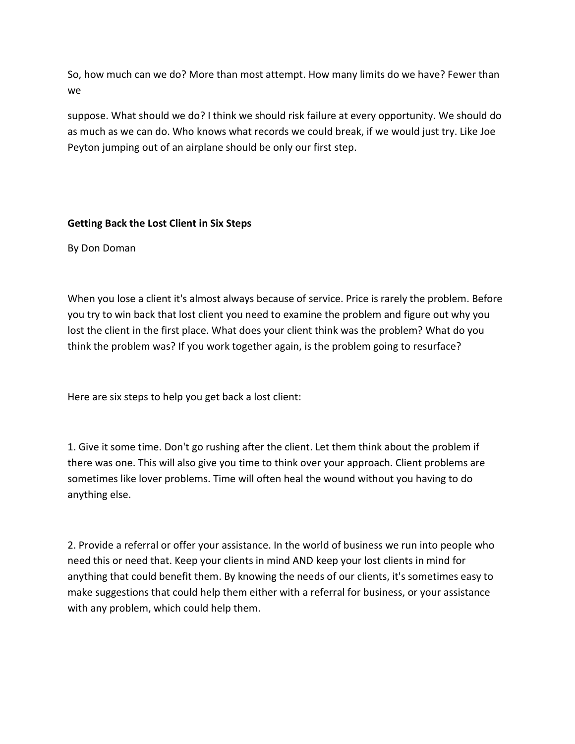So, how much can we do? More than most attempt. How many limits do we have? Fewer than we suppose. What should we do? I think we should risk failure at every opportunity. We should do as much as we can do. Who knows what records we could break, if we would just try. Like Joe Peyton jumping out of an airplane should be only our first step.

## Getting Back the Lost Client in Six Steps

By Don Doman

When you lose a client it's almost always because of service. Price is rarely the problem. Before you try to win back that lost client you need to examine the problem and figure out why you lost the client in the first place. What does your client think was the problem? What do you think the problem was? If you work together again, is the problem going to resurface?

Here are six steps to help you get back a lost client:

1. Give it some time. Don't go rushing after the client. Let them think about the problem if there was one. This will also give you time to think over your approach. Client problems are sometimes like lover problems. Time will often heal the wound without you having to do anything else.

2. Provide a referral or offer your assistance. In the world of business we run into people who need this or need that. Keep your clients in mind AND keep your lost clients in mind for anything that could benefit them. By knowing the needs of our clients, it's sometimes easy to make suggestions that could help them either with a referral for business, or your assistance with any problem, which could help them.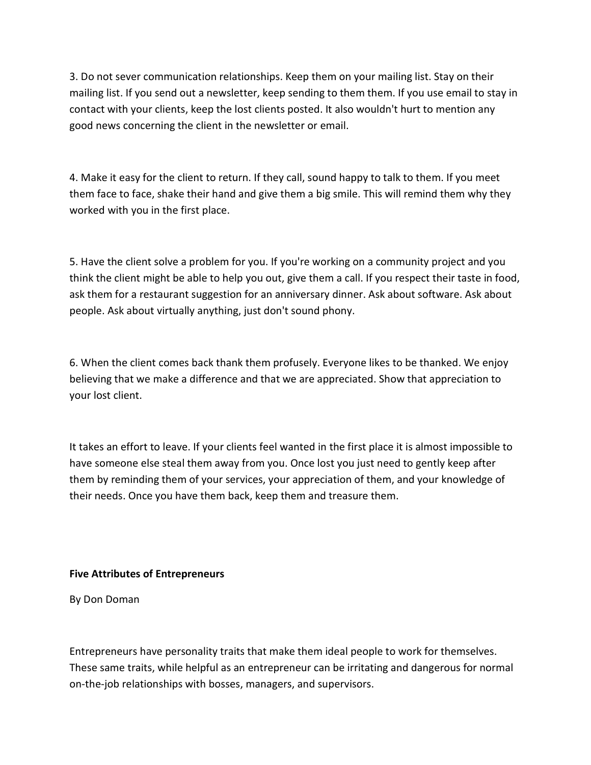3. Do not sever communication relationships. Keep them on your mailing list. Stay on their mailing list. If you send out a newsletter, keep sending to them them. If you use email to stay in contact with your clients, keep the lost clients posted. It also wouldn't hurt to mention any good news concerning the client in the newsletter or email.

4. Make it easy for the client to return. If they call, sound happy to talk to them. If you meet them face to face, shake their hand and give them a big smile. This will remind them why they worked with you in the first place.

5. Have the client solve a problem for you. If you're working on a community project and you think the client might be able to help you out, give them a call. If you respect their taste in food, ask them for a restaurant suggestion for an anniversary dinner. Ask about software. Ask about people. Ask about virtually anything, just don't sound phony.

6. When the client comes back thank them profusely. Everyone likes to be thanked. We enjoy believing that we make a difference and that we are appreciated. Show that appreciation to your lost client.

It takes an effort to leave. If your clients feel wanted in the first place it is almost impossible to have someone else steal them away from you. Once lost you just need to gently keep after them by reminding them of your services, your appreciation of them, and your knowledge of their needs. Once you have them back, keep them and treasure them.

**Five Attributes of Entrepreneurs**

By Don Doman

Entrepreneurs have personality traits that make them ideal people to work for themselves. These same traits, while helpful as an entrepreneur can be irritating and dangerous for normal on-the-job relationships with bosses, managers, and supervisors.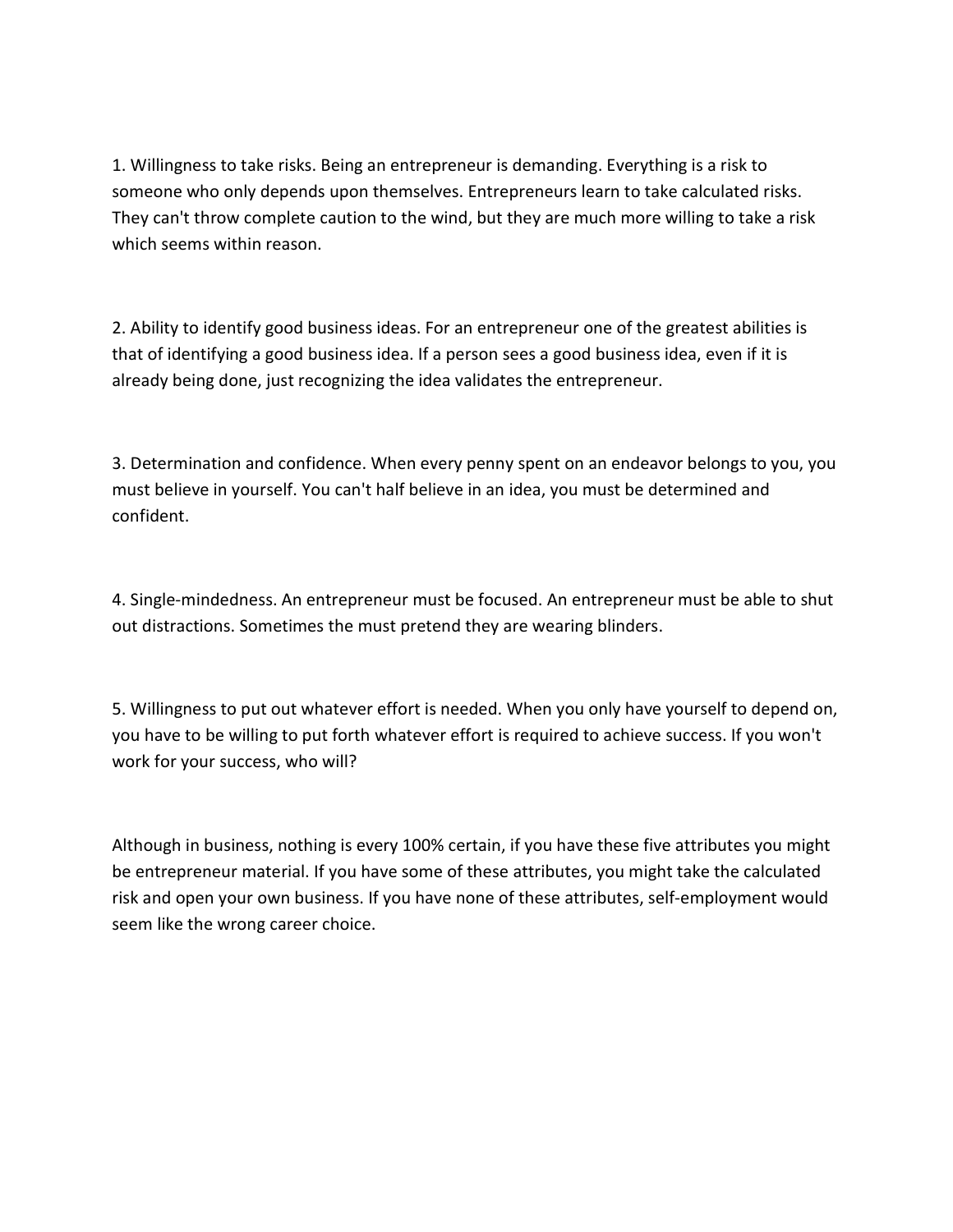1. Willingness to take risks. Being an entrepreneur is demanding. Everything is a risk to someone who only depends upon themselves. Entrepreneurs learn to take calculated risks. They can't throw complete caution to the wind, but they are much more willing to take a risk which seems within reason.

2. Ability to identify good business ideas. For an entrepreneur one of the greatest abilities is that of identifying a good business idea. If a person sees a good business idea, even if it is already being done, just recognizing the idea validates the entrepreneur.

3. Determination and confidence. When every penny spent on an endeavor belongs to you, you must believe in yourself. You can't half believe in an idea, you must be determined and confident.

4. Single-mindedness. An entrepreneur must be focused. An entrepreneur must be able to shut out distractions. Sometimes the must pretend they are wearing blinders.

5. Willingness to put out whatever effort is needed. When you only have yourself to depend on, you have to be willing to put forth whatever effort is required to achieve success. If you won't work for your success, who will?

Although in business, nothing is every 100% certain, if you have these five attributes you might be entrepreneur material. If you have some of these attributes, you might take the calculated risk and open your own business. If you have none of these attributes, self-employment would seem like the wrong career choice.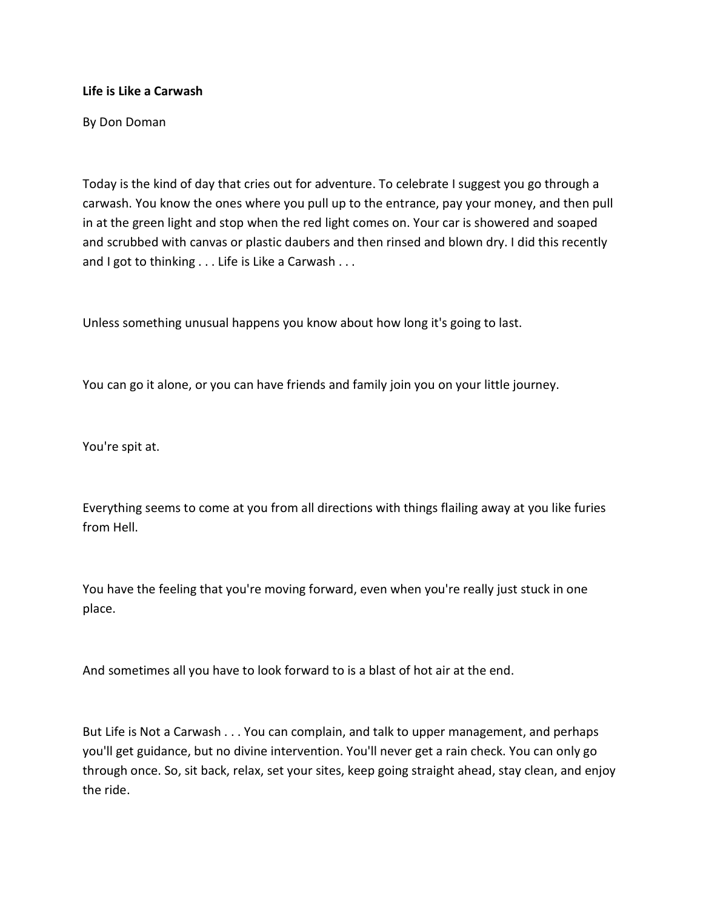**Life is Like a Carwash**

By Don Doman

Today is the kind of day that cries out for adventure. To celebrate I suggest you go through a carwash. You know the ones where you pull up to the entrance, pay your money, and then pull in at the green light and stop when the red light comes on. Your car is showered and soaped and scrubbed with canvas or plastic daubers and then rinsed and blown dry. I did this recently and I got to thinking . . . Life is Like a Carwash . . .

Unless something unusual happens you know about how long it's going to last.

You can go it alone, or you can have friends and family join you on your little journey.

You're spit at.

Everything seems to come at you from all directions with things flailing away at you like furies from Hell.

You have the feeling that you're moving forward, even when you're really just stuck in one place.

And sometimes all you have to look forward to is a blast of hot air at the end.

But Life is Not a Carwash . . . You can complain, and talk to upper management, and perhaps you'll get guidance, but no divine intervention. You'll never get a rain check. You can only go through once. So, sit back, relax, set your sites, keep going straight ahead, stay clean, and enjoy the ride.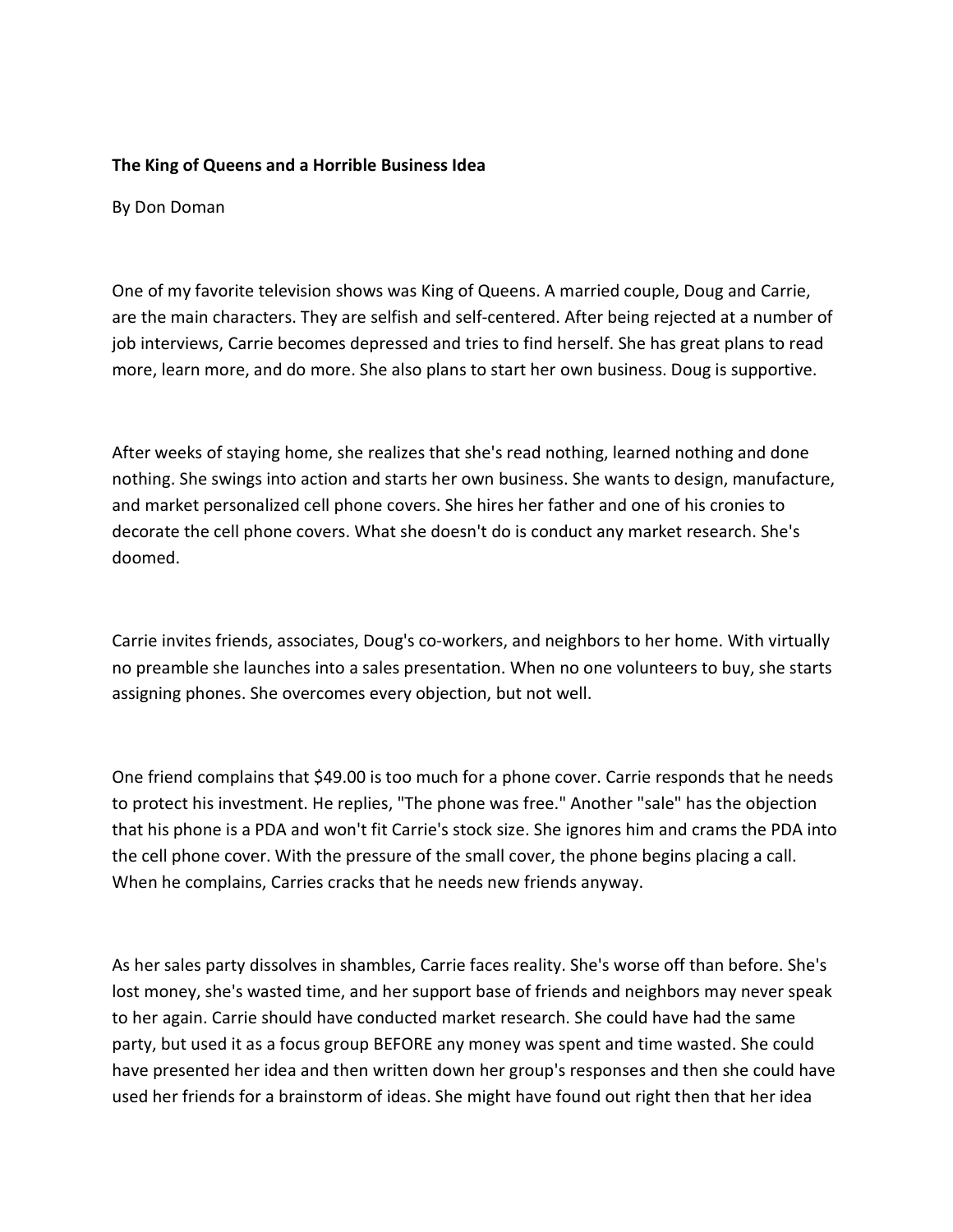**The King of Queens and a Horrible Business Idea**

By Don Doman

One of my favorite television shows was King of Queens. A married couple, Doug and Carrie, are the main characters. They are selfish and self-centered. After being rejected at a number of job interviews, Carrie becomes depressed and tries to find herself. She has great plans to read more, learn more, and do more. She also plans to start her own business. Doug is supportive.

After weeks of staying home, she realizes that she's read nothing, learned nothing and done nothing. She swings into action and starts her own business. She wants to design, manufacture, and market personalized cell phone covers. She hires her father and one of his cronies to decorate the cell phone covers. What she doesn't do is conduct any market research. She's doomed.

Carrie invites friends, associates, Doug's co-workers, and neighbors to her home. With virtually no preamble she launches into a sales presentation. When no one volunteers to buy, she starts assigning phones. She overcomes every objection, but not well.

One friend complains that $49.00 is too much for a phone cover. Carrie responds that he needs to protect his investment. He replies, "The phone was free." Another "sale" has the objection that his phone is a PDA and won't fit Carrie's stock size. She ignores him and crams the PDA into the cell phone cover. With the pressure of the small cover, the phone begins placing a call. When he complains, Carries cracks that he needs new friends anyway.

As her sales party dissolves in shambles, Carrie faces reality. She's worse off than before. She's lost money, she's wasted time, and her support base of friends and neighbors may never speak to her again. Carrie should have conducted market research. She could have had the same party, but used it as a focus group BEFORE any money was spent and time wasted. She could have presented her idea and then written down her group's responses and then she could have used her friends for a brainstorm of ideas. She might have found out right then that her idea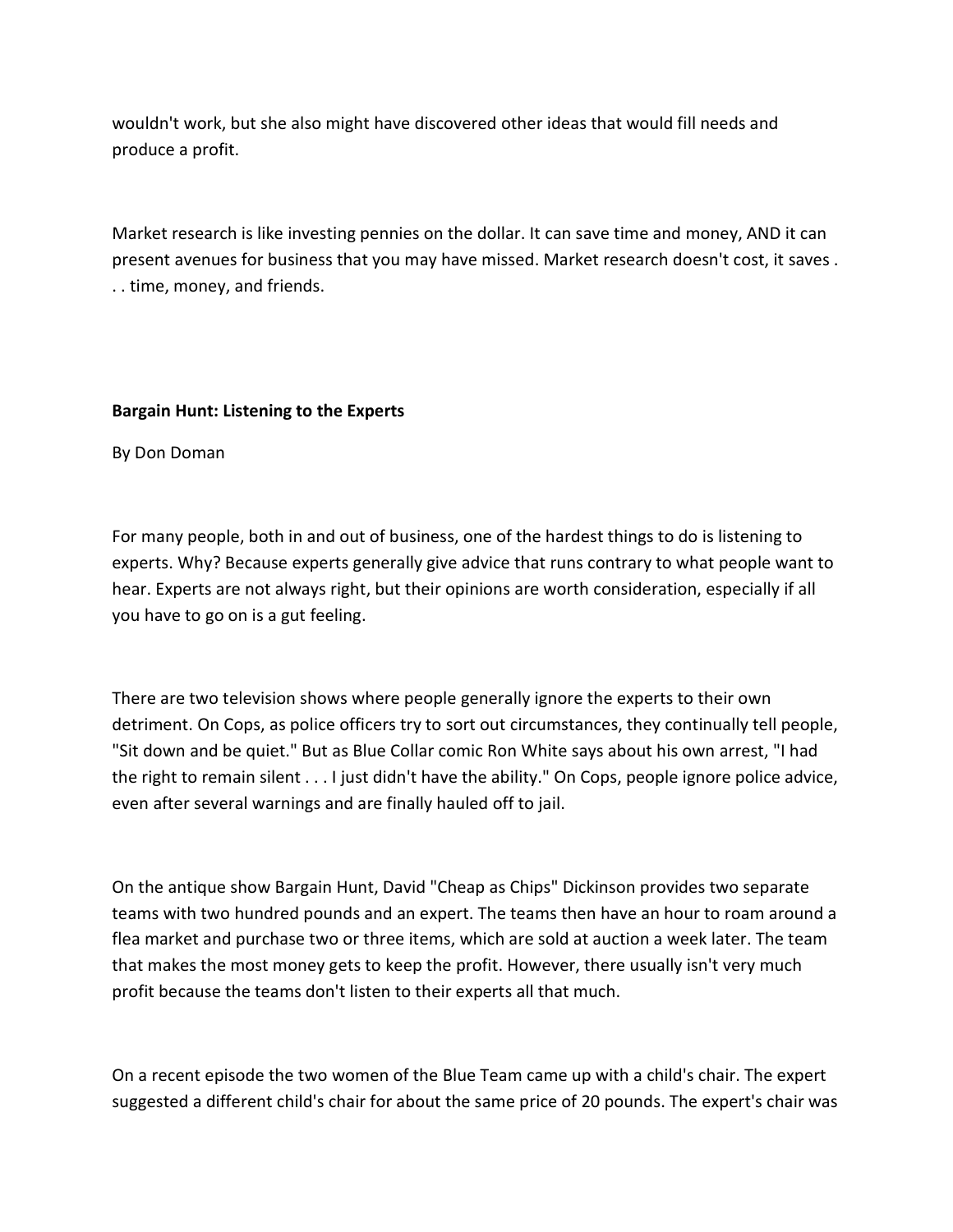wouldn't work, but she also might have discovered other ideas that would fill needs and produce a profit.

Market research is like investing pennies on the dollar. It can save time and money, AND it can present avenues for business that you may have missed. Market research doesn't cost, it saves . . . time, money, and friends.

**Bargain Hunt: Listening to the Experts**

By Don Doman

For many people, both in and out of business, one of the hardest things to do is listening to experts. Why? Because experts generally give advice that runs contrary to what people want to hear. Experts are not always right, but their opinions are worth consideration, especially if all you have to go on is a gut feeling.

There are two television shows where people generally ignore the experts to their own detriment. On Cops, as police officers try to sort out circumstances, they continually tell people, "Sit down and be quiet." But as Blue Collar comic Ron White says about his own arrest, "I had the right to remain silent . . . I just didn't have the ability." On Cops, people ignore police advice, even after several warnings and are finally hauled off to jail.

On the antique show Bargain Hunt, David "Cheap as Chips" Dickinson provides two separate teams with two hundred pounds and an expert. The teams then have an hour to roam around a flea market and purchase two or three items, which are sold at auction a week later. The team that makes the most money gets to keep the profit. However, there usually isn't very much profit because the teams don't listen to their experts all that much.

On a recent episode the two women of the Blue Team came up with a child's chair. The expert suggested a different child's chair for about the same price of 20 pounds. The expert's chair was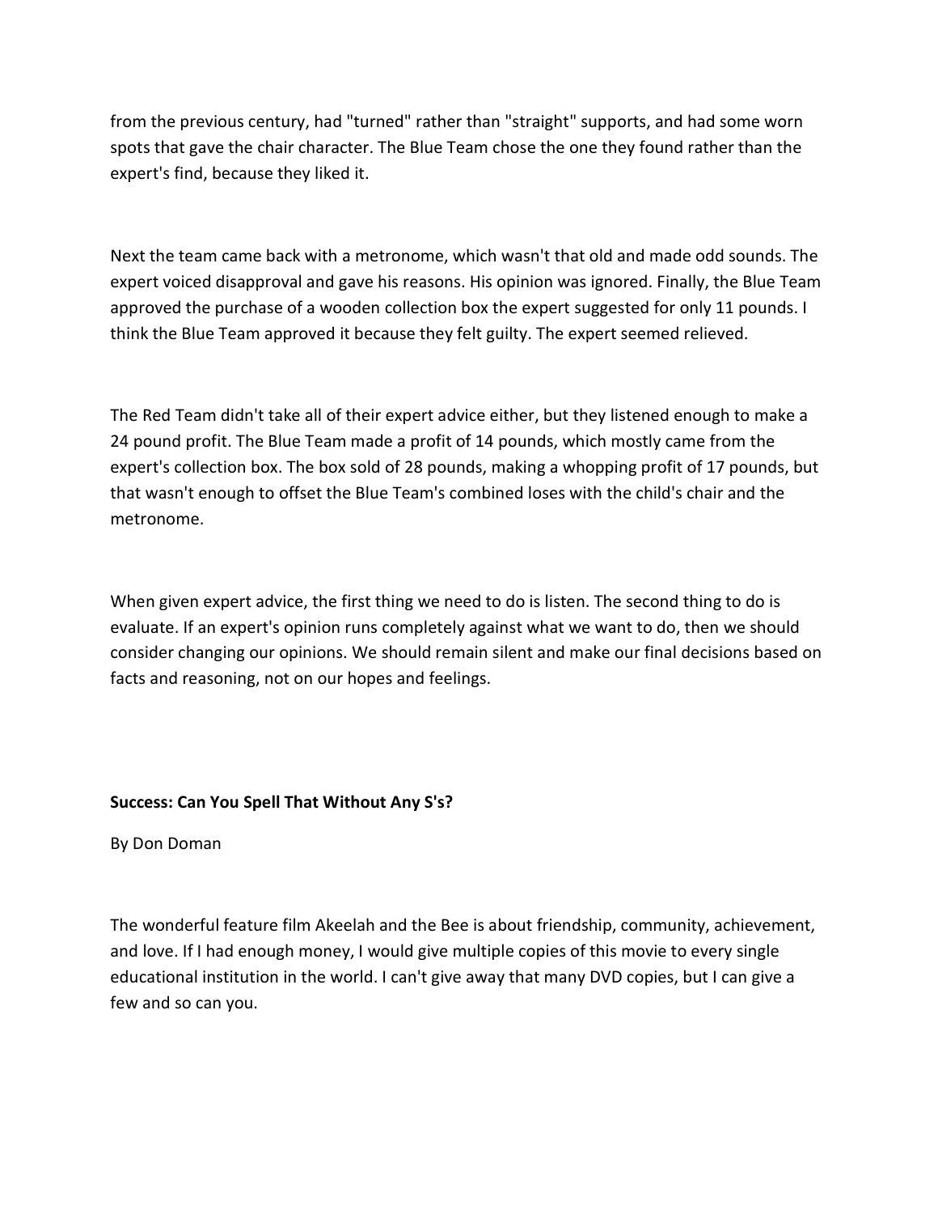from the previous century, had "turned" rather than "straight" supports, and had some worn spots that gave the chair character. The Blue Team chose the one they found rather than the expert's find, because they liked it.

Next the team came back with a metronome, which wasn't that old and made odd sounds. The expert voiced disapproval and gave his reasons. His opinion was ignored. Finally, the Blue Team approved the purchase of a wooden collection box the expert suggested for only 11 pounds. I think the Blue Team approved it because they felt guilty. The expert seemed relieved.

The Red Team didn't take all of their expert advice either, but they listened enough to make a 24 pound profit. The Blue Team made a profit of 14 pounds, which mostly came from the expert's collection box. The box sold of 28 pounds, making a whopping profit of 17 pounds, but that wasn't enough to offset the Blue Team's combined loses with the child's chair and the metronome.

When given expert advice, the first thing we need to do is listen. The second thing to do is evaluate. If an expert's opinion runs completely against what we want to do, then we should consider changing our opinions. We should remain silent and make our final decisions based on facts and reasoning, not on our hopes and feelings.

**Success: Can You Spell That Without Any S's?**

By Don Doman

The wonderful feature film Akeelah and the Bee is about friendship, community, achievement, and love. If I had enough money, I would give multiple copies of this movie to every single educational institution in the world. I can't give away that many DVD copies, but I can give a few and so can you.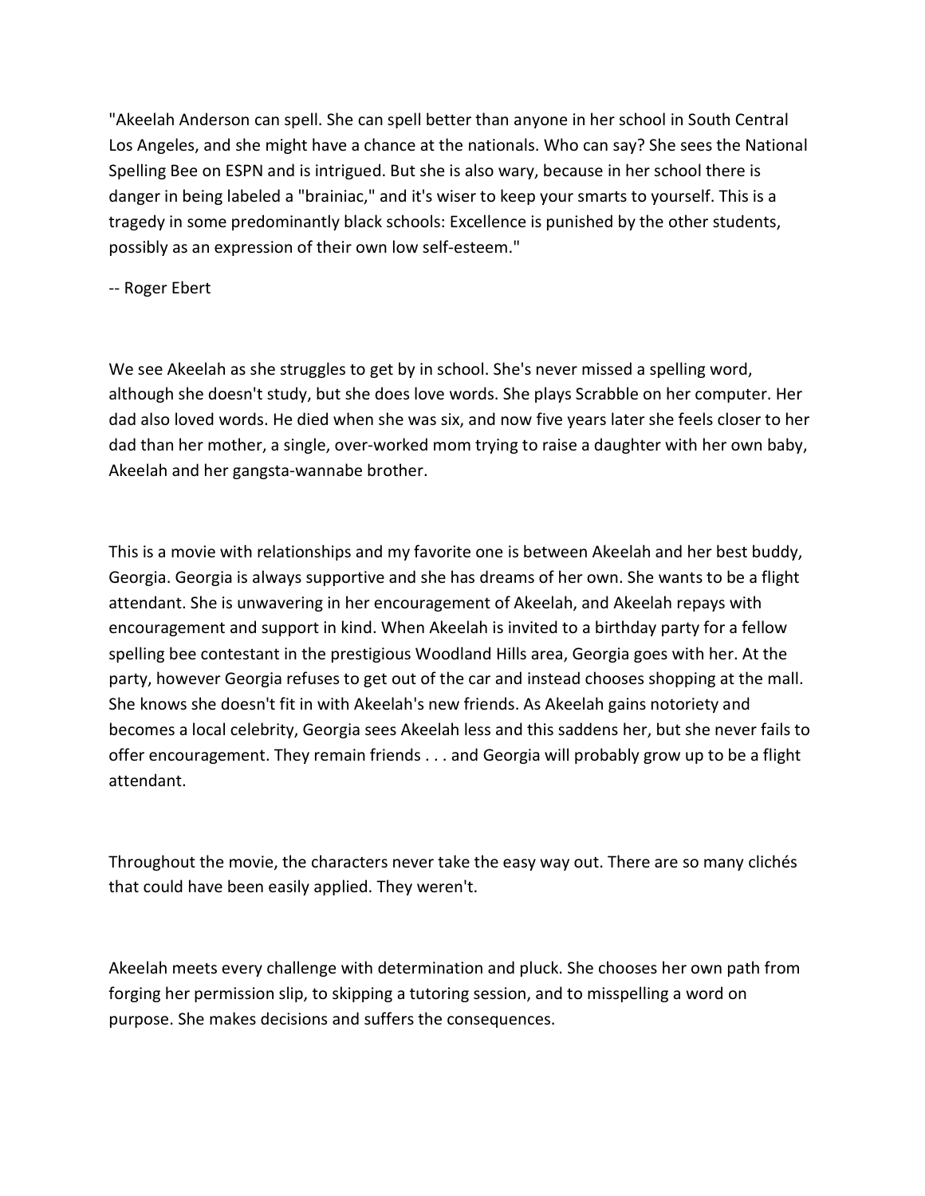"Akeelah Anderson can spell. She can spell better than anyone in her school in South Central Los Angeles, and she might have a chance at the nationals. Who can say? She sees the National Spelling Bee on ESPN and is intrigued. But she is also wary, because in her school there is danger in being labeled a "brainiac," and it's wiser to keep your smarts to yourself. This is a tragedy in some predominantly black schools: Excellence is punished by the other students, possibly as an expression of their own low self-esteem."

-- Roger Ebert

We see Akeelah as she struggles to get by in school. She's never missed a spelling word, although she doesn't study, but she does love words. She plays Scrabble on her computer. Her dad also loved words. He died when she was six, and now five years later she feels closer to her dad than her mother, a single, over-worked mom trying to raise a daughter with her own baby, Akeelah and her gangsta-wannabe brother.

This is a movie with relationships and my favorite one is between Akeelah and her best buddy, Georgia. Georgia is always supportive and she has dreams of her own. She wants to be a flight attendant. She is unwavering in her encouragement of Akeelah, and Akeelah repays with encouragement and support in kind. When Akeelah is invited to a birthday party for a fellow spelling bee contestant in the prestigious Woodland Hills area, Georgia goes with her. At the party, however Georgia refuses to get out of the car and instead chooses shopping at the mall. She knows she doesn't fit in with Akeelah's new friends. As Akeelah gains notoriety and becomes a local celebrity, Georgia sees Akeelah less and this saddens her, but she never fails to offer encouragement. They remain friends . . . and Georgia will probably grow up to be a flight attendant.

Throughout the movie, the characters never take the easy way out. There are so many clichés that could have been easily applied. They weren't.

Akeelah meets every challenge with determination and pluck. She chooses her own path from forging her permission slip, to skipping a tutoring session, and to misspelling a word on purpose. She makes decisions and suffers the consequences.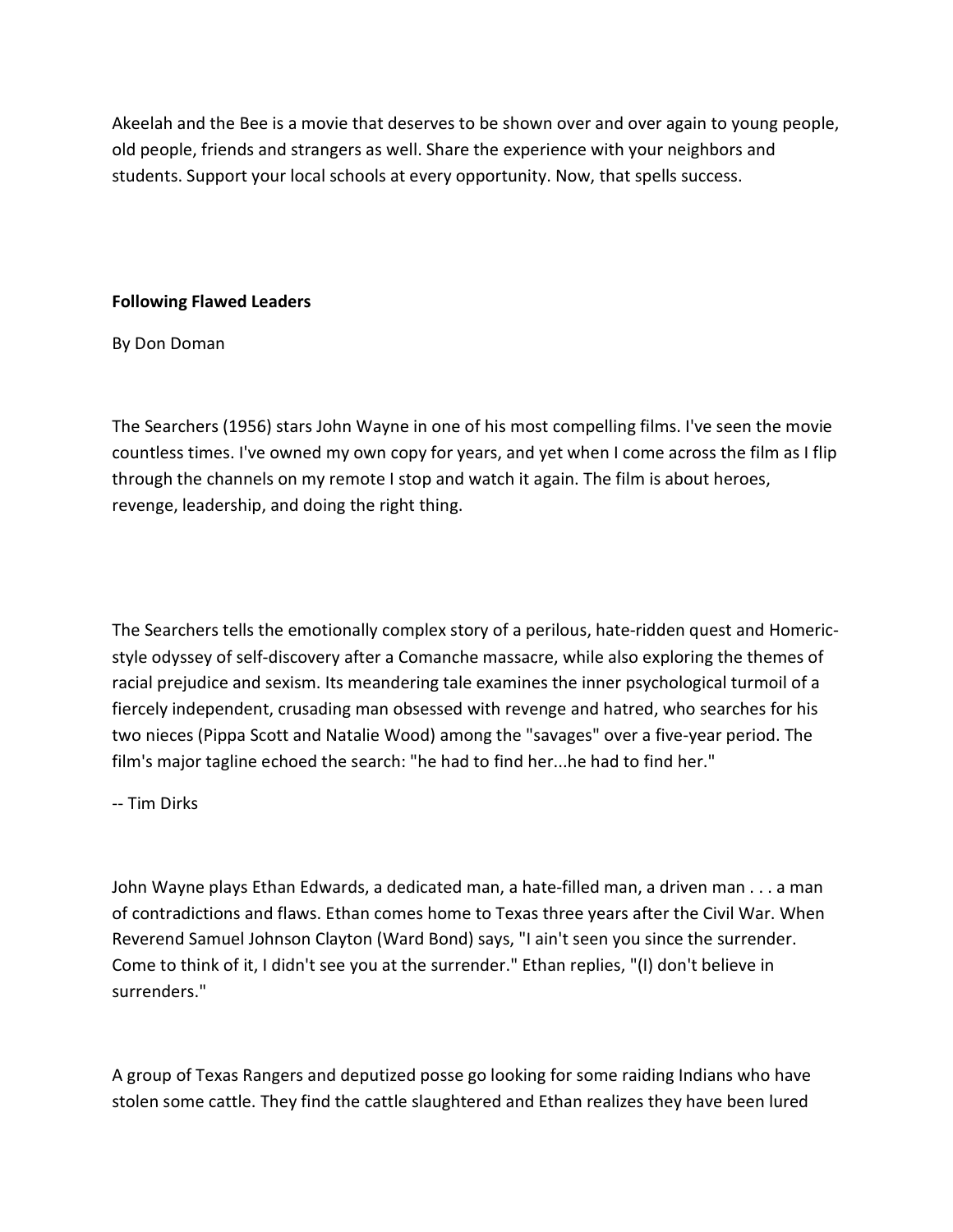Akeelah and the Bee is a movie that deserves to be shown over and over again to young people, old people, friends and strangers as well. Share the experience with your neighbors and students. Support your local schools at every opportunity. Now, that spells success.

**Following Flawed Leaders**

By Don Doman

The Searchers (1956) stars John Wayne in one of his most compelling films. I've seen the movie countless times. I've owned my own copy for years, and yet when I come across the film as I flip through the channels on my remote I stop and watch it again. The film is about heroes, revenge, leadership, and doing the right thing.

The Searchers tells the emotionally complex story of a perilous, hate-ridden quest and Homeric-style odyssey of self-discovery after a Comanche massacre, while also exploring the themes of racial prejudice and sexism. Its meandering tale examines the inner psychological turmoil of a fiercely independent, crusading man obsessed with revenge and hatred, who searches for his two nieces (Pippa Scott and Natalie Wood) among the "savages" over a five-year period. The film's major tagline echoed the search: "he had to find her...he had to find her."

-- Tim Dirks

John Wayne plays Ethan Edwards, a dedicated man, a hate-filled man, a driven man . . . a man of contradictions and flaws. Ethan comes home to Texas three years after the Civil War. When Reverend Samuel Johnson Clayton (Ward Bond) says, "I ain't seen you since the surrender. Come to think of it, I didn't see you at the surrender." Ethan replies, "(I) don't believe in surrenders."

A group of Texas Rangers and deputized posse go looking for some raiding Indians who have stolen some cattle. They find the cattle slaughtered and Ethan realizes they have been lured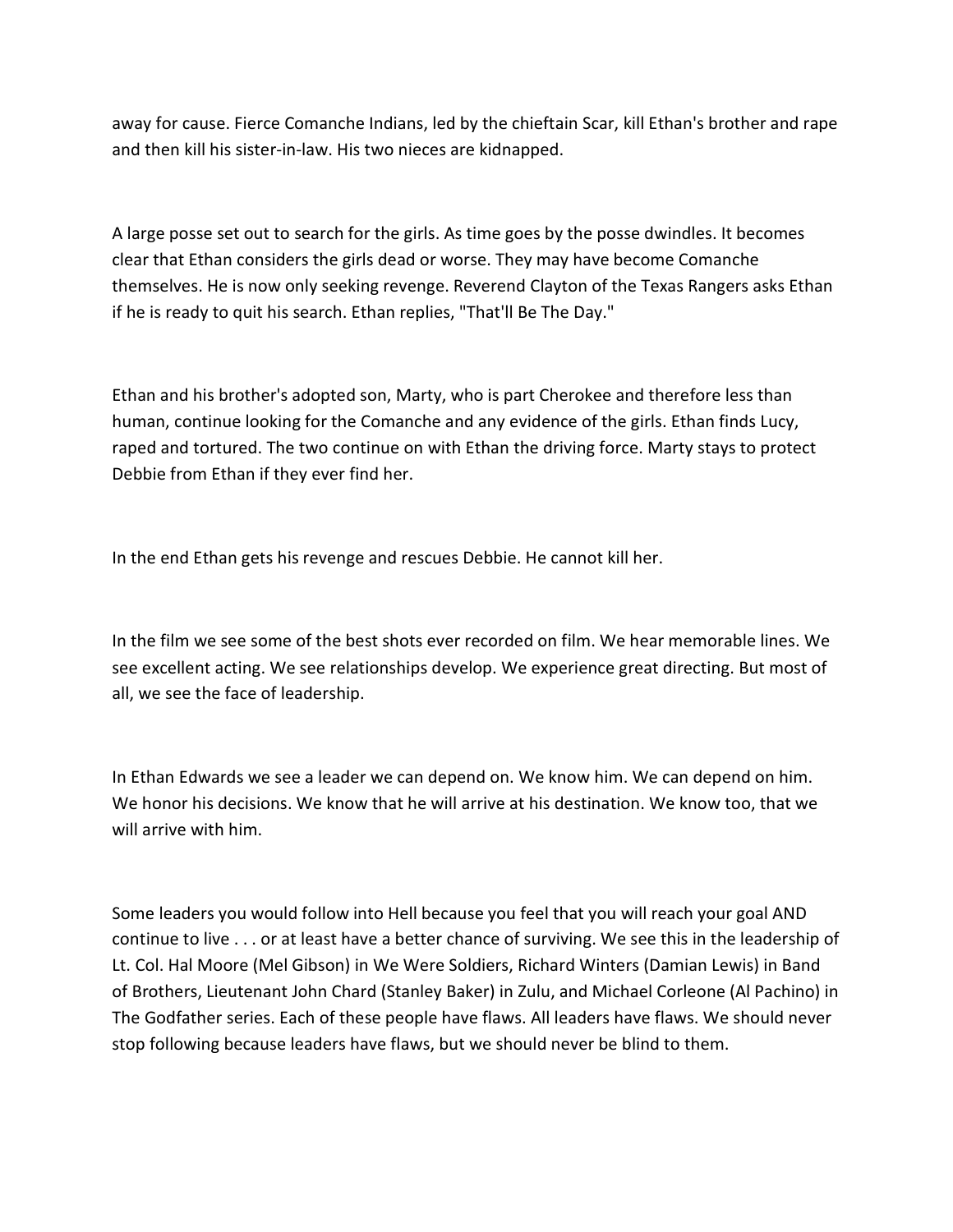away for cause. Fierce Comanche Indians, led by the chieftain Scar, kill Ethan's brother and rape and then kill his sister-in-law. His two nieces are kidnapped.

A large posse set out to search for the girls. As time goes by the posse dwindles. It becomes clear that Ethan considers the girls dead or worse. They may have become Comanche themselves. He is now only seeking revenge. Reverend Clayton of the Texas Rangers asks Ethan if he is ready to quit his search. Ethan replies, "That'll Be The Day."

Ethan and his brother's adopted son, Marty, who is part Cherokee and therefore less than human, continue looking for the Comanche and any evidence of the girls. Ethan finds Lucy, raped and tortured. The two continue on with Ethan the driving force. Marty stays to protect Debbie from Ethan if they ever find her.

In the end Ethan gets his revenge and rescues Debbie. He cannot kill her.

In the film we see some of the best shots ever recorded on film. We hear memorable lines. We see excellent acting. We see relationships develop. We experience great directing. But most of all, we see the face of leadership.

In Ethan Edwards we see a leader we can depend on. We know him. We can depend on him. We honor his decisions. We know that he will arrive at his destination. We know too, that we will arrive with him.

Some leaders you would follow into Hell because you feel that you will reach your goal AND continue to live . . . or at least have a better chance of surviving. We see this in the leadership of Lt. Col. Hal Moore (Mel Gibson) in We Were Soldiers, Richard Winters (Damian Lewis) in Band of Brothers, Lieutenant John Chard (Stanley Baker) in Zulu, and Michael Corleone (Al Pachino) in The Godfather series. Each of these people have flaws. All leaders have flaws. We should never stop following because leaders have flaws, but we should never be blind to them.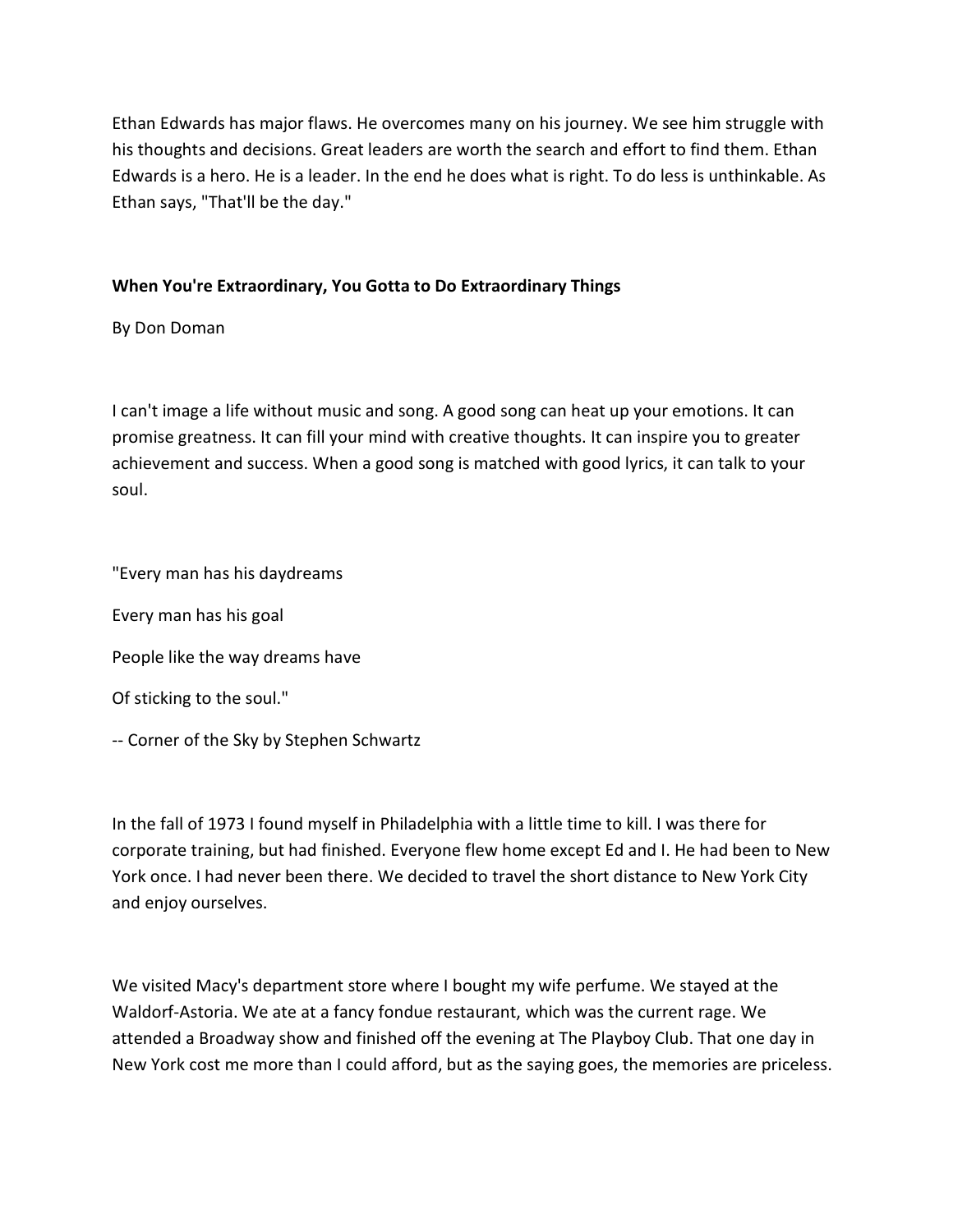Ethan Edwards has major flaws. He overcomes many on his journey. We see him struggle with his thoughts and decisions. Great leaders are worth the search and effort to find them. Ethan Edwards is a hero. He is a leader. In the end he does what is right. To do less is unthinkable. As Ethan says, "That'll be the day."

**When You're Extraordinary, You Gotta to Do Extraordinary Things**

By Don Doman

I can't image a life without music and song. A good song can heat up your emotions. It can promise greatness. It can fill your mind with creative thoughts. It can inspire you to greater achievement and success. When a good song is matched with good lyrics, it can talk to your soul.

"Every man has his daydreams

Every man has his goal

People like the way dreams have

Of sticking to the soul."

-- Corner of the Sky by Stephen Schwartz

In the fall of 1973 I found myself in Philadelphia with a little time to kill. I was there for corporate training, but had finished. Everyone flew home except Ed and I. He had been to New York once. I had never been there. We decided to travel the short distance to New York City and enjoy ourselves.

We visited Macy's department store where I bought my wife perfume. We stayed at the Waldorf-Astoria. We ate at a fancy fondue restaurant, which was the current rage. We attended a Broadway show and finished off the evening at The Playboy Club. That one day in New York cost me more than I could afford, but as the saying goes, the memories are priceless.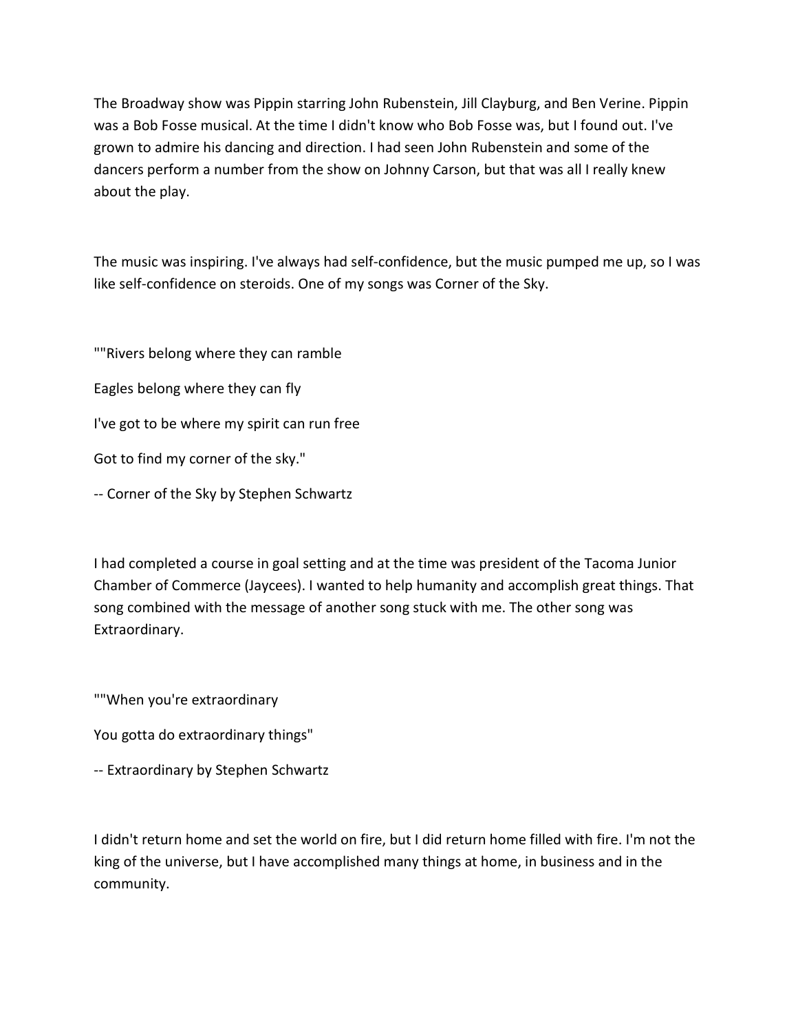The Broadway show was Pippin starring John Rubenstein, Jill Clayburg, and Ben Verine. Pippin was a Bob Fosse musical. At the time I didn't know who Bob Fosse was, but I found out. I've grown to admire his dancing and direction. I had seen John Rubenstein and some of the dancers perform a number from the show on Johnny Carson, but that was all I really knew about the play.

The music was inspiring. I've always had self-confidence, but the music pumped me up, so I was like self-confidence on steroids. One of my songs was Corner of the Sky.

""Rivers belong where they can ramble

Eagles belong where they can fly

I've got to be where my spirit can run free

Got to find my corner of the sky."

-- Corner of the Sky by Stephen Schwartz

I had completed a course in goal setting and at the time was president of the Tacoma Junior Chamber of Commerce (Jaycees). I wanted to help humanity and accomplish great things. That song combined with the message of another song stuck with me. The other song was Extraordinary.

""When you're extraordinary

You gotta do extraordinary things"

-- Extraordinary by Stephen Schwartz

I didn't return home and set the world on fire, but I did return home filled with fire. I'm not the king of the universe, but I have accomplished many things at home, in business and in the community.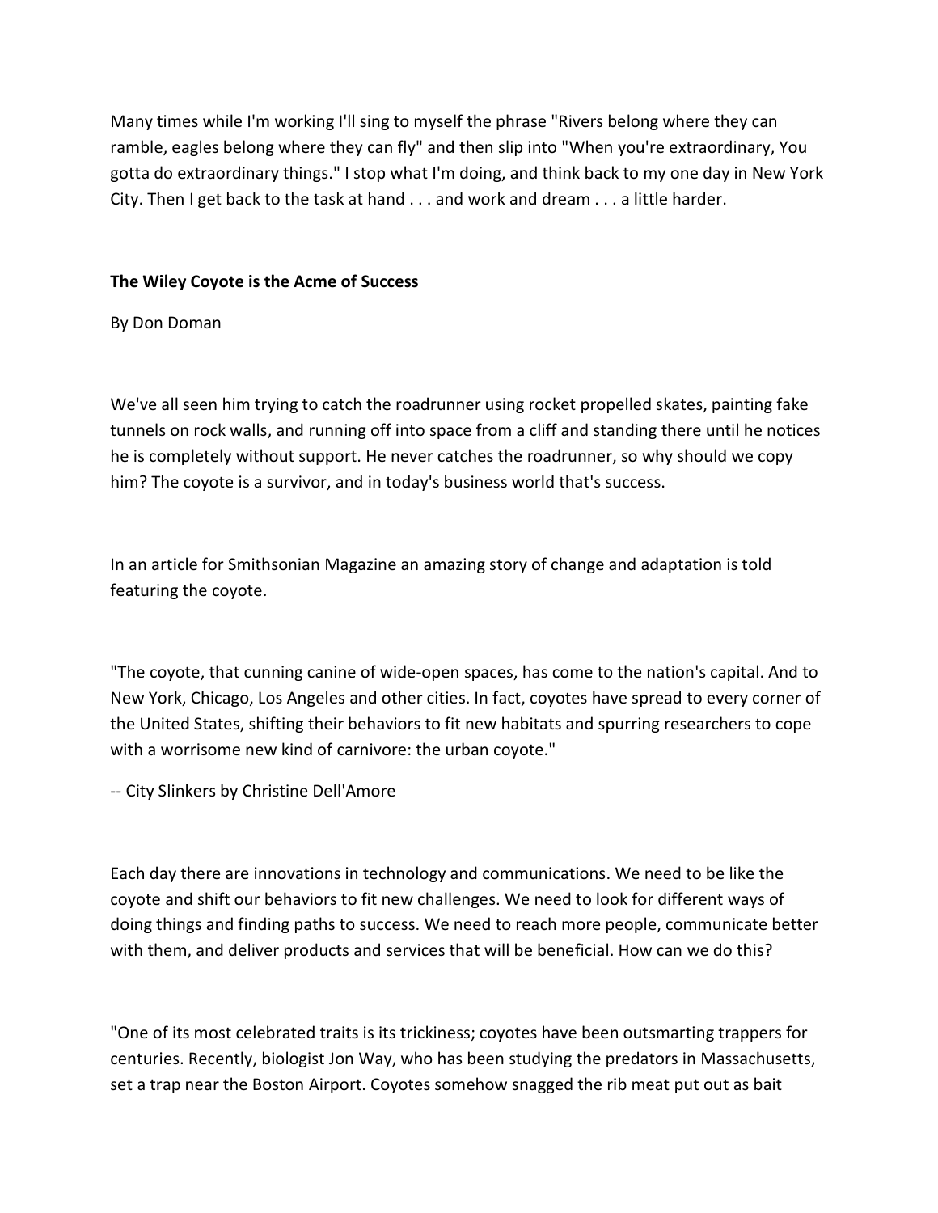Many times while I'm working I'll sing to myself the phrase "Rivers belong where they can ramble, eagles belong where they can fly" and then slip into "When you're extraordinary, You gotta do extraordinary things." I stop what I'm doing, and think back to my one day in New York City. Then I get back to the task at hand . . . and work and dream . . . a little harder.

**The Wiley Coyote is the Acme of Success**

By Don Doman

We've all seen him trying to catch the roadrunner using rocket propelled skates, painting fake tunnels on rock walls, and running off into space from a cliff and standing there until he notices he is completely without support. He never catches the roadrunner, so why should we copy him? The coyote is a survivor, and in today's business world that's success.

In an article for Smithsonian Magazine an amazing story of change and adaptation is told featuring the coyote.

"The coyote, that cunning canine of wide-open spaces, has come to the nation's capital. And to New York, Chicago, Los Angeles and other cities. In fact, coyotes have spread to every corner of the United States, shifting their behaviors to fit new habitats and spurring researchers to cope with a worrisome new kind of carnivore: the urban coyote."

-- City Slinkers by Christine Dell'Amore

Each day there are innovations in technology and communications. We need to be like the coyote and shift our behaviors to fit new challenges. We need to look for different ways of doing things and finding paths to success. We need to reach more people, communicate better with them, and deliver products and services that will be beneficial. How can we do this?

"One of its most celebrated traits is its trickiness; coyotes have been outsmarting trappers for centuries. Recently, biologist Jon Way, who has been studying the predators in Massachusetts, set a trap near the Boston Airport. Coyotes somehow snagged the rib meat put out as bait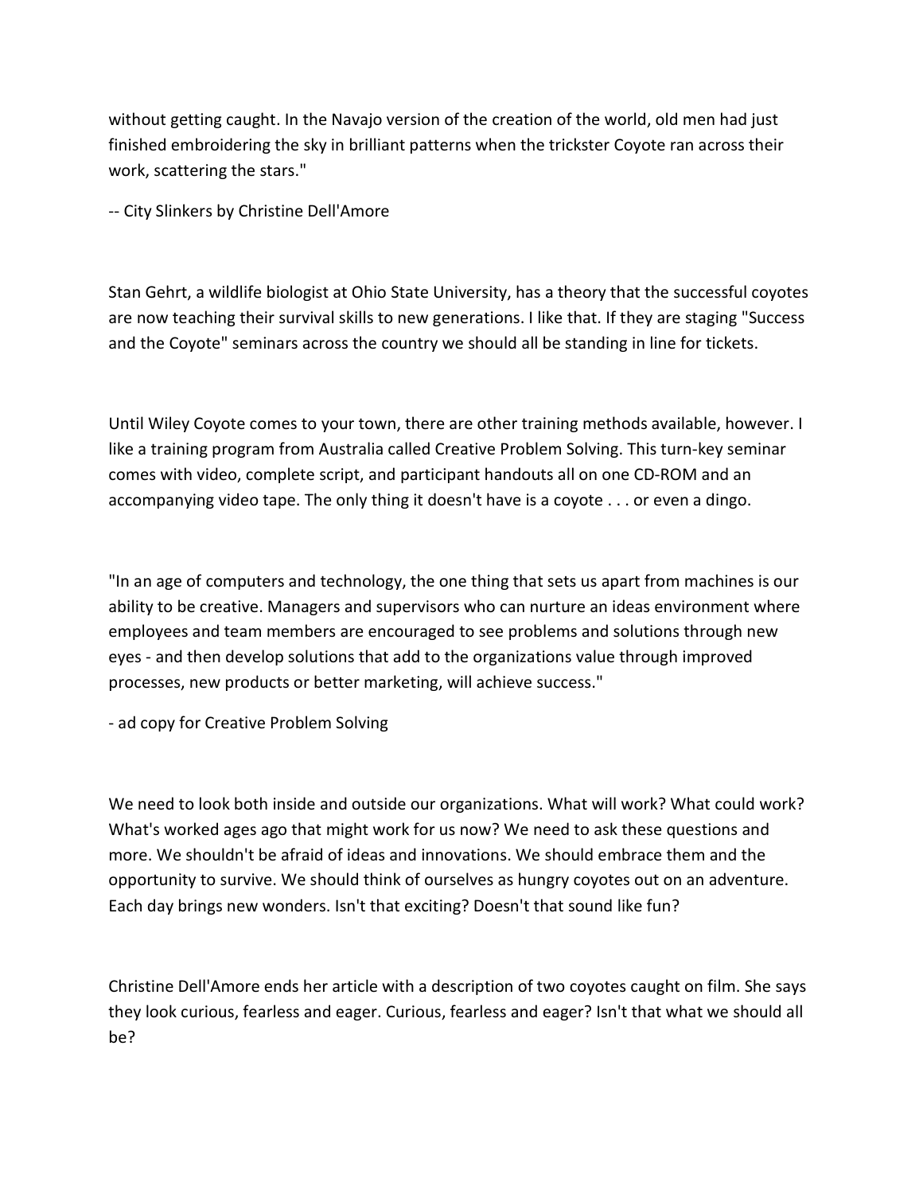without getting caught. In the Navajo version of the creation of the world, old men had just finished embroidering the sky in brilliant patterns when the trickster Coyote ran across their work, scattering the stars."

-- City Slinkers by Christine Dell'Amore

Stan Gehrt, a wildlife biologist at Ohio State University, has a theory that the successful coyotes are now teaching their survival skills to new generations. I like that. If they are staging "Success and the Coyote" seminars across the country we should all be standing in line for tickets.

Until Wiley Coyote comes to your town, there are other training methods available, however. I like a training program from Australia called Creative Problem Solving. This turn-key seminar comes with video, complete script, and participant handouts all on one CD-ROM and an accompanying video tape. The only thing it doesn't have is a coyote . . . or even a dingo.

"In an age of computers and technology, the one thing that sets us apart from machines is our ability to be creative. Managers and supervisors who can nurture an ideas environment where employees and team members are encouraged to see problems and solutions through new eyes - and then develop solutions that add to the organizations value through improved processes, new products or better marketing, will achieve success."

- ad copy for Creative Problem Solving

We need to look both inside and outside our organizations. What will work? What could work? What's worked ages ago that might work for us now? We need to ask these questions and more. We shouldn't be afraid of ideas and innovations. We should embrace them and the opportunity to survive. We should think of ourselves as hungry coyotes out on an adventure. Each day brings new wonders. Isn't that exciting? Doesn't that sound like fun?

Christine Dell'Amore ends her article with a description of two coyotes caught on film. She says they look curious, fearless and eager. Curious, fearless and eager? Isn't that what we should all be?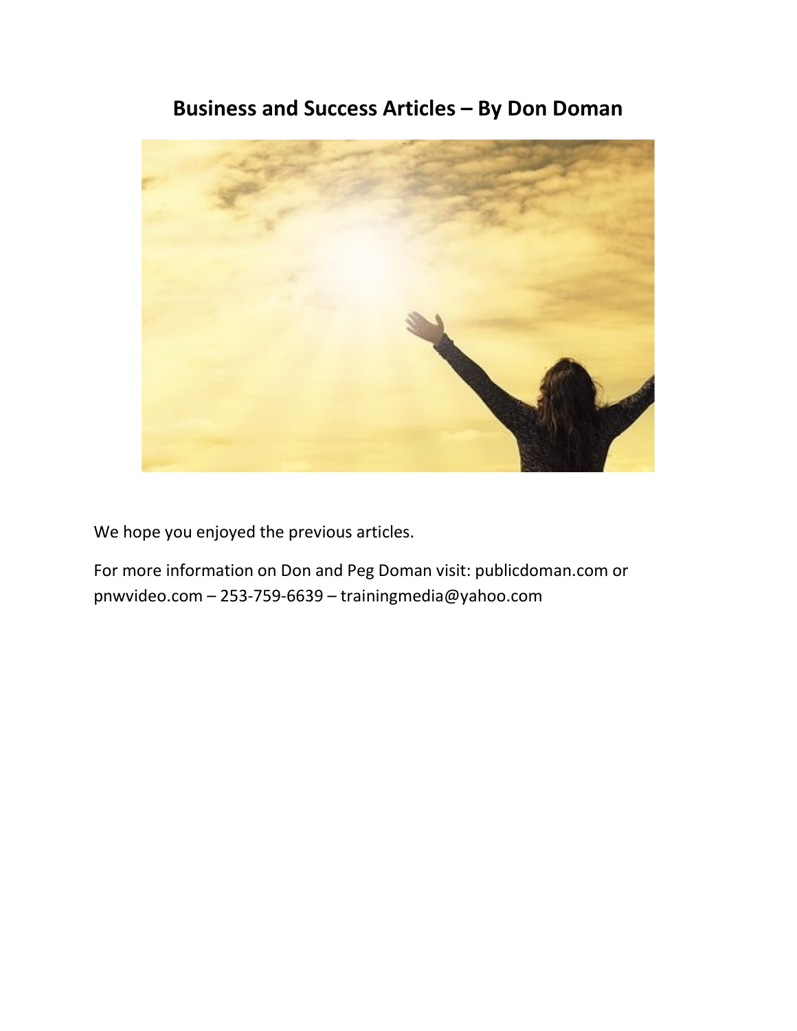# Business and Success Articles – By Don Doman

We hope you enjoyed the previous articles.

For more information on Don and Peg Doman visit: publicdoman.com or pnwvideo.com – 253-759-6639 – trainingmedia@yahoo.com